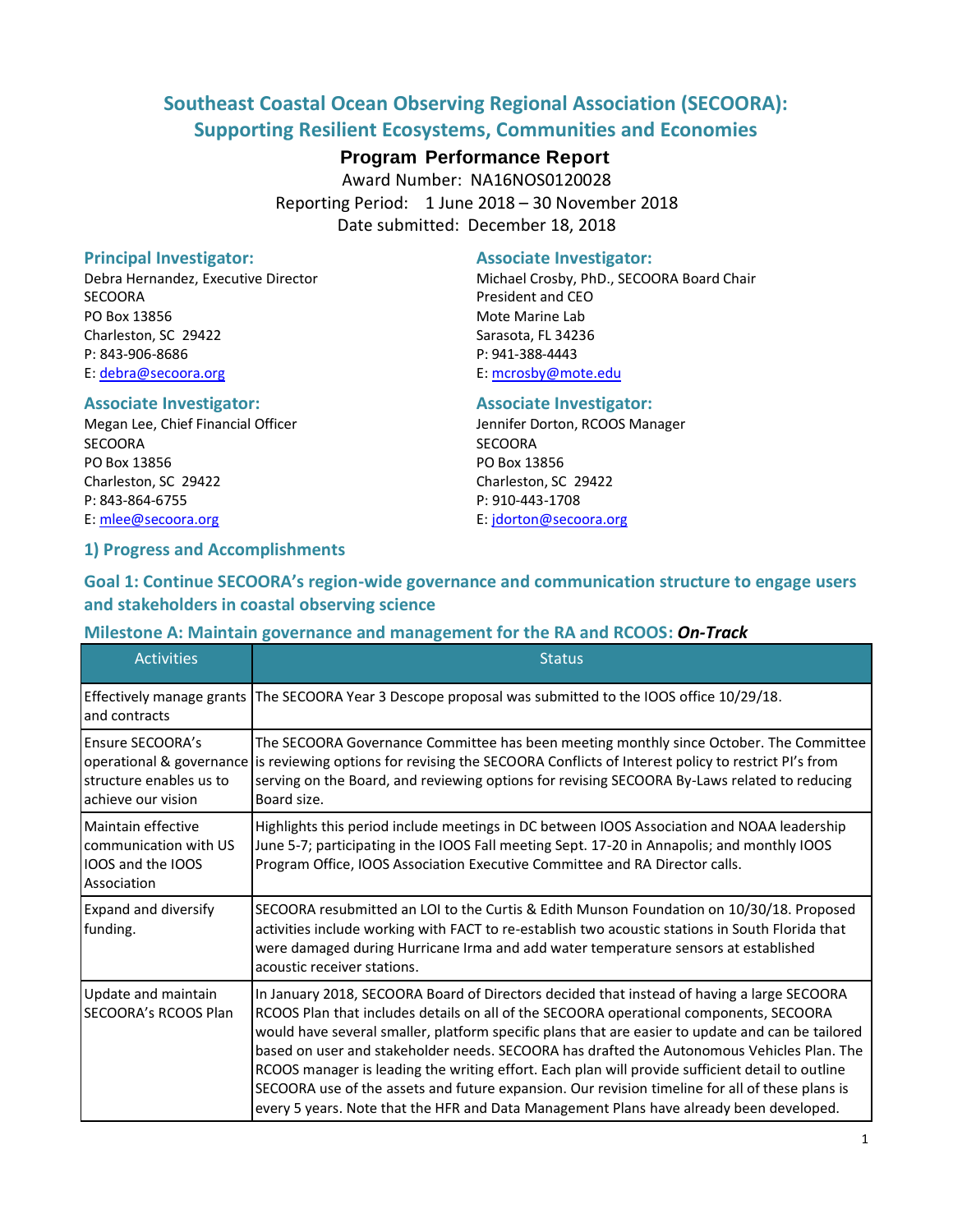# Southeast Coastal Ocean Observing Regional Association (SECOORA): Supporting Resilient Ecosystems, Communities and Economies

**Program Performance Report**

Award Number: NA16NOS0120028

Reporting Period: 1 June 2018 – 30 November 2018

Date submitted: December 18, 2018

### Principal Investigator:

Debra Hernandez, Executive Director
SECOORA
PO Box 13856
Charleston, SC 29422
P: 843-906-8686
E: debra@secoora.org

### Associate Investigator:

Michael Crosby, PhD., SECOORA Board Chair
President and CEO
Mote Marine Lab
Sarasota, FL 34236
P: 941-388-4443
E: mcrosby@mote.edu

### Associate Investigator:

Megan Lee, Chief Financial Officer
SECOORA
PO Box 13856
Charleston, SC 29422
P: 843-864-6755
E: mlee@secoora.org

### Associate Investigator:

Jennifer Dorton, RCOOS Manager
SECOORA
PO Box 13856
Charleston, SC 29422
P: 910-443-1708
E: jdorton@secoora.org

## 1) Progress and Accomplishments

### Goal 1: Continue SECOORA's region-wide governance and communication structure to engage users and stakeholders in coastal observing science

### Milestone A: Maintain governance and management for the RA and RCOOS: ***On-Track***

| Activities | Status |
| --- | --- |
| Effectively manage grants and contracts | The SECOORA Year 3 Descope proposal was submitted to the IOOS office 10/29/18. |
| Ensure SECOORA's operational & governance structure enables us to achieve our vision | The SECOORA Governance Committee has been meeting monthly since October. The Committee is reviewing options for revising the SECOORA Conflicts of Interest policy to restrict PI's from serving on the Board, and reviewing options for revising SECOORA By-Laws related to reducing Board size. |
| Maintain effective communication with US IOOS and the IOOS Association | Highlights this period include meetings in DC between IOOS Association and NOAA leadership June 5-7; participating in the IOOS Fall meeting Sept. 17-20 in Annapolis; and monthly IOOS Program Office, IOOS Association Executive Committee and RA Director calls. |
| Expand and diversify funding. | SECOORA resubmitted an LOI to the Curtis & Edith Munson Foundation on 10/30/18. Proposed activities include working with FACT to re-establish two acoustic stations in South Florida that were damaged during Hurricane Irma and add water temperature sensors at established acoustic receiver stations. |
| Update and maintain SECOORA's RCOOS Plan | In January 2018, SECOORA Board of Directors decided that instead of having a large SECOORA RCOOS Plan that includes details on all of the SECOORA operational components, SECOORA would have several smaller, platform specific plans that are easier to update and can be tailored based on user and stakeholder needs. SECOORA has drafted the Autonomous Vehicles Plan. The RCOOS manager is leading the writing effort. Each plan will provide sufficient detail to outline SECOORA use of the assets and future expansion. Our revision timeline for all of these plans is every 5 years. Note that the HFR and Data Management Plans have already been developed. |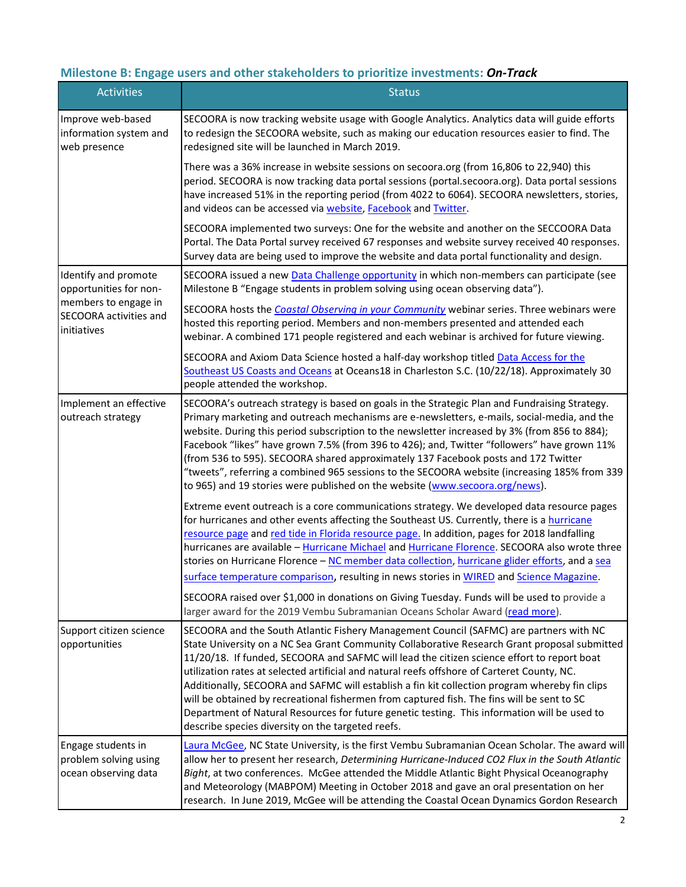### Milestone B: Engage users and other stakeholders to prioritize investments: *On-Track*

| Activities | Status |
|---|---|
| Improve web-based information system and web presence | SECOORA is now tracking website usage with Google Analytics. Analytics data will guide efforts to redesign the SECOORA website, such as making our education resources easier to find. The redesigned site will be launched in March 2019.<br><br>There was a 36% increase in website sessions on secoora.org (from 16,806 to 22,940) this period. SECOORA is now tracking data portal sessions (portal.secoora.org). Data portal sessions have increased 51% in the reporting period (from 4022 to 6064). SECOORA newsletters, stories, and videos can be accessed via website, Facebook and Twitter.<br><br>SECOORA implemented two surveys: One for the website and another on the SECCOORA Data Portal. The Data Portal survey received 67 responses and website survey received 40 responses. Survey data are being used to improve the website and data portal functionality and design. |
| Identify and promote opportunities for non-members to engage in SECOORA activities and initiatives | SECOORA issued a new Data Challenge opportunity in which non-members can participate (see Milestone B "Engage students in problem solving using ocean observing data").<br><br>SECOORA hosts the *Coastal Observing in your Community* webinar series. Three webinars were hosted this reporting period. Members and non-members presented and attended each webinar. A combined 171 people registered and each webinar is archived for future viewing.<br><br>SECOORA and Axiom Data Science hosted a half-day workshop titled Data Access for the Southeast US Coasts and Oceans at Oceans18 in Charleston S.C. (10/22/18). Approximately 30 people attended the workshop. |
| Implement an effective outreach strategy | SECOORA's outreach strategy is based on goals in the Strategic Plan and Fundraising Strategy. Primary marketing and outreach mechanisms are e-newsletters, e-mails, social-media, and the website. During this period subscription to the newsletter increased by 3% (from 856 to 884); Facebook "likes" have grown 7.5% (from 396 to 426); and, Twitter "followers" have grown 11% (from 536 to 595). SECOORA shared approximately 137 Facebook posts and 172 Twitter "tweets", referring a combined 965 sessions to the SECOORA website (increasing 185% from 339 to 965) and 19 stories were published on the website (www.secoora.org/news).<br><br>Extreme event outreach is a core communications strategy. We developed data resource pages for hurricanes and other events affecting the Southeast US. Currently, there is a hurricane resource page and red tide in Florida resource page. In addition, pages for 2018 landfalling hurricanes are available – Hurricane Michael and Hurricane Florence. SECOORA also wrote three stories on Hurricane Florence – NC member data collection, hurricane glider efforts, and a sea surface temperature comparison, resulting in news stories in WIRED and Science Magazine.<br><br>SECOORA raised over $1,000 in donations on Giving Tuesday. Funds will be used to provide a larger award for the 2019 Vembu Subramanian Oceans Scholar Award (read more). |
| Support citizen science opportunities | SECOORA and the South Atlantic Fishery Management Council (SAFMC) are partners with NC State University on a NC Sea Grant Community Collaborative Research Grant proposal submitted 11/20/18. If funded, SECOORA and SAFMC will lead the citizen science effort to report boat utilization rates at selected artificial and natural reefs offshore of Carteret County, NC. Additionally, SECOORA and SAFMC will establish a fin kit collection program whereby fin clips will be obtained by recreational fishermen from captured fish. The fins will be sent to SC Department of Natural Resources for future genetic testing. This information will be used to describe species diversity on the targeted reefs. |
| Engage students in problem solving using ocean observing data | Laura McGee, NC State University, is the first Vembu Subramanian Ocean Scholar. The award will allow her to present her research, *Determining Hurricane-Induced CO2 Flux in the South Atlantic Bight*, at two conferences. McGee attended the Middle Atlantic Bight Physical Oceanography and Meteorology (MABPOM) Meeting in October 2018 and gave an oral presentation on her research. In June 2019, McGee will be attending the Coastal Ocean Dynamics Gordon Research |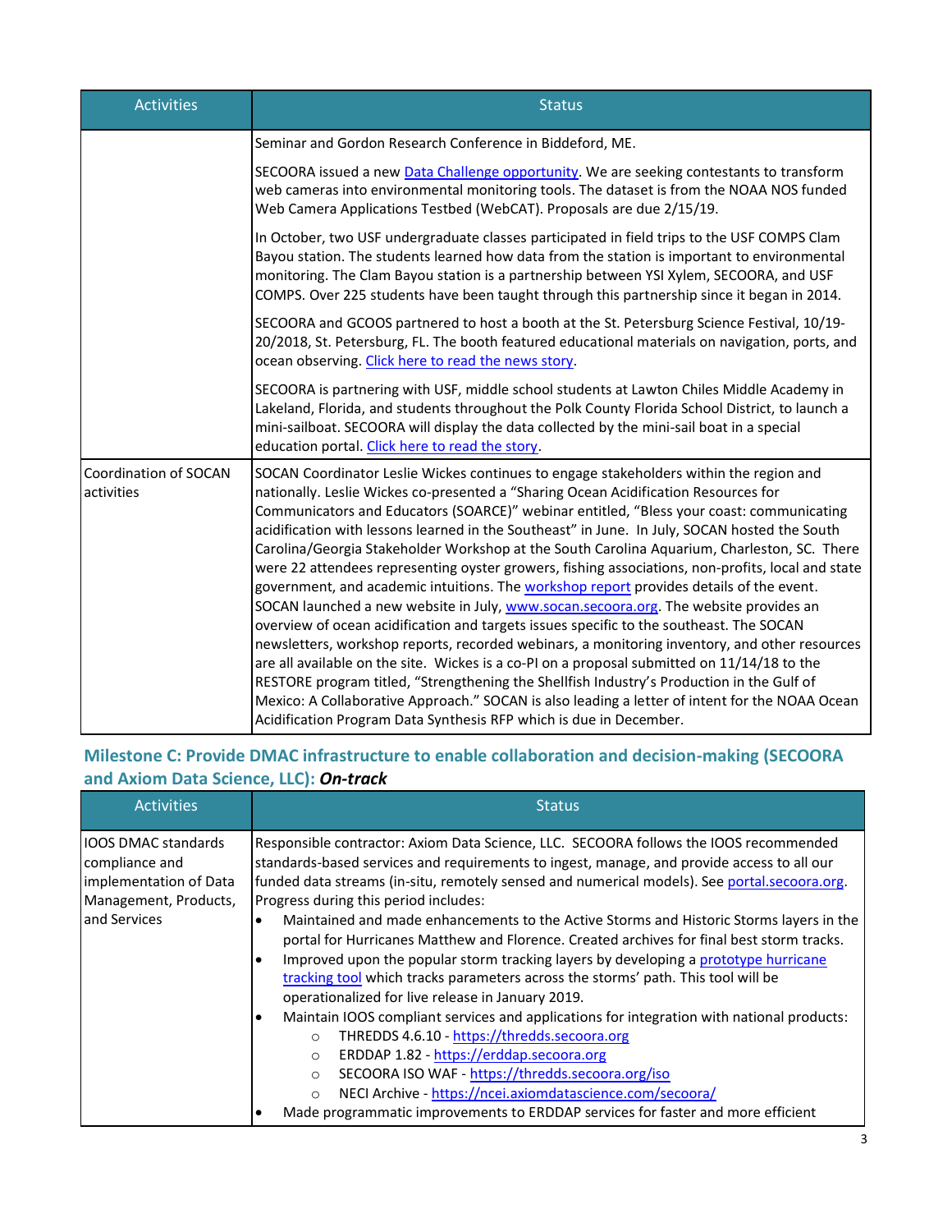| Activities | Status |
| --- | --- |
| | Seminar and Gordon Research Conference in Biddeford, ME.<br><br>SECOORA issued a new Data Challenge opportunity. We are seeking contestants to transform web cameras into environmental monitoring tools. The dataset is from the NOAA NOS funded Web Camera Applications Testbed (WebCAT). Proposals are due 2/15/19.<br><br>In October, two USF undergraduate classes participated in field trips to the USF COMPS Clam Bayou station. The students learned how data from the station is important to environmental monitoring. The Clam Bayou station is a partnership between YSI Xylem, SECOORA, and USF COMPS. Over 225 students have been taught through this partnership since it began in 2014.<br><br>SECOORA and GCOOS partnered to host a booth at the St. Petersburg Science Festival, 10/19-20/2018, St. Petersburg, FL. The booth featured educational materials on navigation, ports, and ocean observing. Click here to read the news story.<br><br>SECOORA is partnering with USF, middle school students at Lawton Chiles Middle Academy in Lakeland, Florida, and students throughout the Polk County Florida School District, to launch a mini-sailboat. SECOORA will display the data collected by the mini-sail boat in a special education portal. Click here to read the story. |
| Coordination of SOCAN activities | SOCAN Coordinator Leslie Wickes continues to engage stakeholders within the region and nationally. Leslie Wickes co-presented a "Sharing Ocean Acidification Resources for Communicators and Educators (SOARCE)" webinar entitled, "Bless your coast: communicating acidification with lessons learned in the Southeast" in June. In July, SOCAN hosted the South Carolina/Georgia Stakeholder Workshop at the South Carolina Aquarium, Charleston, SC. There were 22 attendees representing oyster growers, fishing associations, non-profits, local and state government, and academic intuitions. The workshop report provides details of the event. SOCAN launched a new website in July, www.socan.secoora.org. The website provides an overview of ocean acidification and targets issues specific to the southeast. The SOCAN newsletters, workshop reports, recorded webinars, a monitoring inventory, and other resources are all available on the site. Wickes is a co-PI on a proposal submitted on 11/14/18 to the RESTORE program titled, "Strengthening the Shellfish Industry's Production in the Gulf of Mexico: A Collaborative Approach." SOCAN is also leading a letter of intent for the NOAA Ocean Acidification Program Data Synthesis RFP which is due in December. |

### Milestone C: Provide DMAC infrastructure to enable collaboration and decision-making (SECOORA and Axiom Data Science, LLC): *On-track*

| Activities | Status |
| --- | --- |
| IOOS DMAC standards compliance and implementation of Data Management, Products, and Services | Responsible contractor: Axiom Data Science, LLC. SECOORA follows the IOOS recommended standards-based services and requirements to ingest, manage, and provide access to all our funded data streams (in-situ, remotely sensed and numerical models). See portal.secoora.org. Progress during this period includes:<br>• Maintained and made enhancements to the Active Storms and Historic Storms layers in the portal for Hurricanes Matthew and Florence. Created archives for final best storm tracks.<br>• Improved upon the popular storm tracking layers by developing a prototype hurricane tracking tool which tracks parameters across the storms' path. This tool will be operationalized for live release in January 2019.<br>• Maintain IOOS compliant services and applications for integration with national products:<br>&nbsp;&nbsp;&nbsp;&nbsp;○ THREDDS 4.6.10 - https://thredds.secoora.org<br>&nbsp;&nbsp;&nbsp;&nbsp;○ ERDDAP 1.82 - https://erddap.secoora.org<br>&nbsp;&nbsp;&nbsp;&nbsp;○ SECOORA ISO WAF - https://thredds.secoora.org/iso<br>&nbsp;&nbsp;&nbsp;&nbsp;○ NECI Archive - https://ncei.axiomdatascience.com/secoora/<br>• Made programmatic improvements to ERDDAP services for faster and more efficient |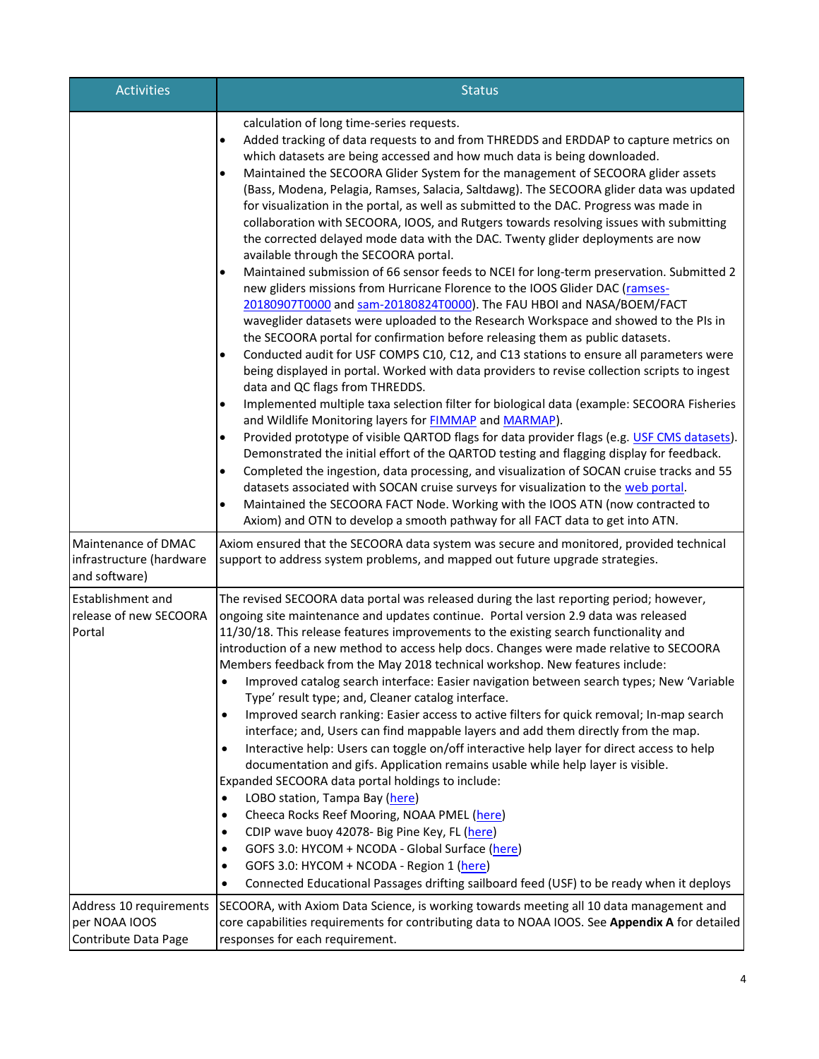| Activities | Status |
| --- | --- |
| | calculation of long time-series requests.<br>• Added tracking of data requests to and from THREDDS and ERDDAP to capture metrics on which datasets are being accessed and how much data is being downloaded.<br>• Maintained the SECOORA Glider System for the management of SECOORA glider assets (Bass, Modena, Pelagia, Ramses, Salacia, Saltdawg). The SECOORA glider data was updated for visualization in the portal, as well as submitted to the DAC. Progress was made in collaboration with SECOORA, IOOS, and Rutgers towards resolving issues with submitting the corrected delayed mode data with the DAC. Twenty glider deployments are now available through the SECOORA portal.<br>• Maintained submission of 66 sensor feeds to NCEI for long-term preservation. Submitted 2 new gliders missions from Hurricane Florence to the IOOS Glider DAC (ramses-20180907T0000 and sam-20180824T0000). The FAU HBOI and NASA/BOEM/FACT waveglider datasets were uploaded to the Research Workspace and showed to the PIs in the SECOORA portal for confirmation before releasing them as public datasets.<br>• Conducted audit for USF COMPS C10, C12, and C13 stations to ensure all parameters were being displayed in portal. Worked with data providers to revise collection scripts to ingest data and QC flags from THREDDS.<br>• Implemented multiple taxa selection filter for biological data (example: SECOORA Fisheries and Wildlife Monitoring layers for FIMMAP and MARMAP).<br>• Provided prototype of visible QARTOD flags for data provider flags (e.g. USF CMS datasets). Demonstrated the initial effort of the QARTOD testing and flagging display for feedback.<br>• Completed the ingestion, data processing, and visualization of SOCAN cruise tracks and 55 datasets associated with SOCAN cruise surveys for visualization to the web portal.<br>• Maintained the SECOORA FACT Node. Working with the IOOS ATN (now contracted to Axiom) and OTN to develop a smooth pathway for all FACT data to get into ATN. |
| Maintenance of DMAC infrastructure (hardware and software) | Axiom ensured that the SECOORA data system was secure and monitored, provided technical support to address system problems, and mapped out future upgrade strategies. |
| Establishment and release of new SECOORA Portal | The revised SECOORA data portal was released during the last reporting period; however, ongoing site maintenance and updates continue. Portal version 2.9 data was released 11/30/18. This release features improvements to the existing search functionality and introduction of a new method to access help docs. Changes were made relative to SECOORA Members feedback from the May 2018 technical workshop. New features include:<br>• Improved catalog search interface: Easier navigation between search types; New 'Variable Type' result type; and, Cleaner catalog interface.<br>• Improved search ranking: Easier access to active filters for quick removal; In-map search interface; and, Users can find mappable layers and add them directly from the map.<br>• Interactive help: Users can toggle on/off interactive help layer for direct access to help documentation and gifs. Application remains usable while help layer is visible.<br>Expanded SECOORA data portal holdings to include:<br>• LOBO station, Tampa Bay (here)<br>• Cheeca Rocks Reef Mooring, NOAA PMEL (here)<br>• CDIP wave buoy 42078- Big Pine Key, FL (here)<br>• GOFS 3.0: HYCOM + NCODA - Global Surface (here)<br>• GOFS 3.0: HYCOM + NCODA - Region 1 (here)<br>• Connected Educational Passages drifting sailboard feed (USF) to be ready when it deploys |
| Address 10 requirements per NOAA IOOS Contribute Data Page | SECOORA, with Axiom Data Science, is working towards meeting all 10 data management and core capabilities requirements for contributing data to NOAA IOOS. See **Appendix A** for detailed responses for each requirement. |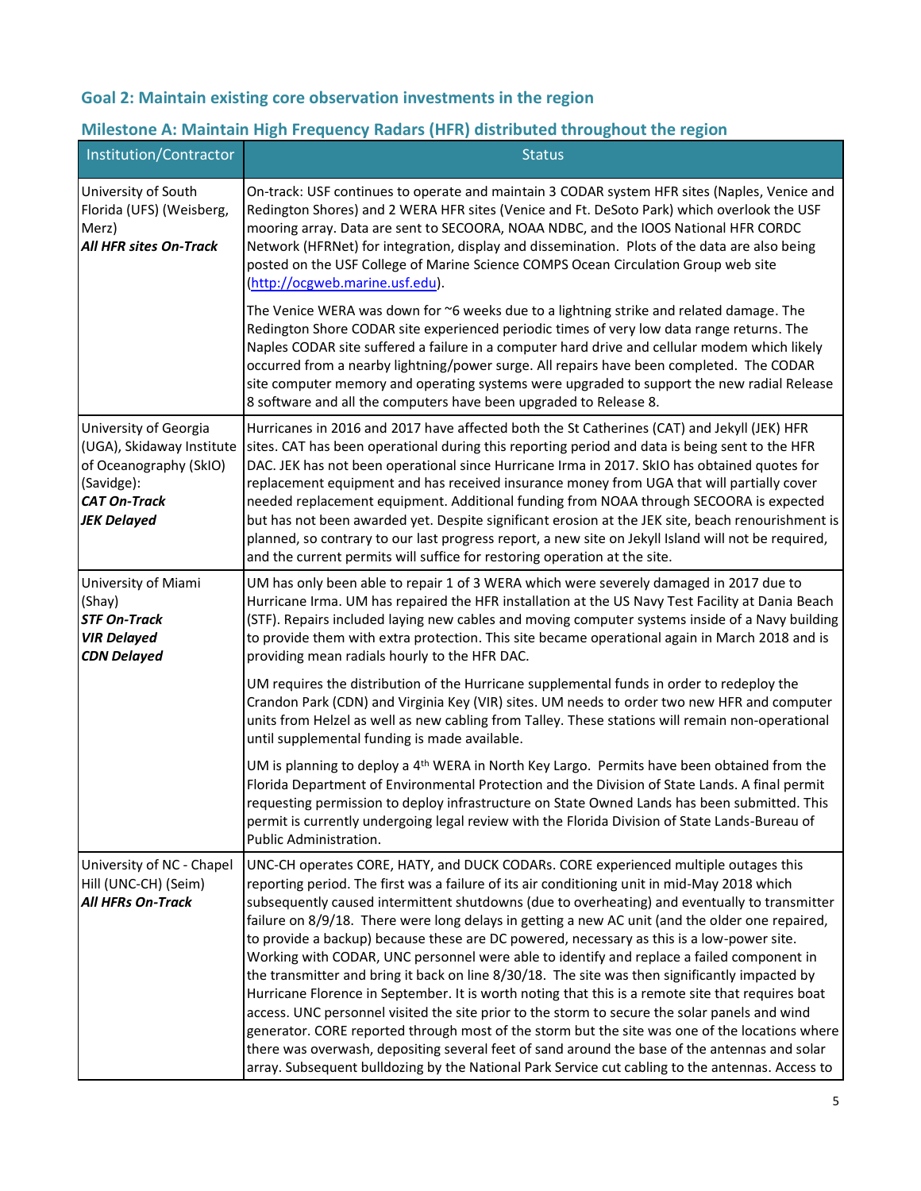## Goal 2: Maintain existing core observation investments in the region

### Milestone A: Maintain High Frequency Radars (HFR) distributed throughout the region

| Institution/Contractor | Status |
|---|---|
| University of South Florida (UFS) (Weisberg, Merz)<br>***All HFR sites On-Track*** | On-track: USF continues to operate and maintain 3 CODAR system HFR sites (Naples, Venice and Redington Shores) and 2 WERA HFR sites (Venice and Ft. DeSoto Park) which overlook the USF mooring array. Data are sent to SECOORA, NOAA NDBC, and the IOOS National HFR CORDC Network (HFRNet) for integration, display and dissemination. Plots of the data are also being posted on the USF College of Marine Science COMPS Ocean Circulation Group web site (http://ocgweb.marine.usf.edu).<br><br>The Venice WERA was down for ~6 weeks due to a lightning strike and related damage. The Redington Shore CODAR site experienced periodic times of very low data range returns. The Naples CODAR site suffered a failure in a computer hard drive and cellular modem which likely occurred from a nearby lightning/power surge. All repairs have been completed. The CODAR site computer memory and operating systems were upgraded to support the new radial Release 8 software and all the computers have been upgraded to Release 8. |
| University of Georgia (UGA), Skidaway Institute of Oceanography (SkIO) (Savidge):<br>***CAT On-Track***<br>***JEK Delayed*** | Hurricanes in 2016 and 2017 have affected both the St Catherines (CAT) and Jekyll (JEK) HFR sites. CAT has been operational during this reporting period and data is being sent to the HFR DAC. JEK has not been operational since Hurricane Irma in 2017. SkIO has obtained quotes for replacement equipment and has received insurance money from UGA that will partially cover needed replacement equipment. Additional funding from NOAA through SECOORA is expected but has not been awarded yet. Despite significant erosion at the JEK site, beach renourishment is planned, so contrary to our last progress report, a new site on Jekyll Island will not be required, and the current permits will suffice for restoring operation at the site. |
| University of Miami (Shay)<br>***STF On-Track***<br>***VIR Delayed***<br>***CDN Delayed*** | UM has only been able to repair 1 of 3 WERA which were severely damaged in 2017 due to Hurricane Irma. UM has repaired the HFR installation at the US Navy Test Facility at Dania Beach (STF). Repairs included laying new cables and moving computer systems inside of a Navy building to provide them with extra protection. This site became operational again in March 2018 and is providing mean radials hourly to the HFR DAC.<br><br>UM requires the distribution of the Hurricane supplemental funds in order to redeploy the Crandon Park (CDN) and Virginia Key (VIR) sites. UM needs to order two new HFR and computer units from Helzel as well as new cabling from Talley. These stations will remain non-operational until supplemental funding is made available.<br><br>UM is planning to deploy a 4th WERA in North Key Largo. Permits have been obtained from the Florida Department of Environmental Protection and the Division of State Lands. A final permit requesting permission to deploy infrastructure on State Owned Lands has been submitted. This permit is currently undergoing legal review with the Florida Division of State Lands-Bureau of Public Administration. |
| University of NC - Chapel Hill (UNC-CH) (Seim)<br>***All HFRs On-Track*** | UNC-CH operates CORE, HATY, and DUCK CODARs. CORE experienced multiple outages this reporting period. The first was a failure of its air conditioning unit in mid-May 2018 which subsequently caused intermittent shutdowns (due to overheating) and eventually to transmitter failure on 8/9/18. There were long delays in getting a new AC unit (and the older one repaired, to provide a backup) because these are DC powered, necessary as this is a low-power site. Working with CODAR, UNC personnel were able to identify and replace a failed component in the transmitter and bring it back on line 8/30/18. The site was then significantly impacted by Hurricane Florence in September. It is worth noting that this is a remote site that requires boat access. UNC personnel visited the site prior to the storm to secure the solar panels and wind generator. CORE reported through most of the storm but the site was one of the locations where there was overwash, depositing several feet of sand around the base of the antennas and solar array. Subsequent bulldozing by the National Park Service cut cabling to the antennas. Access to |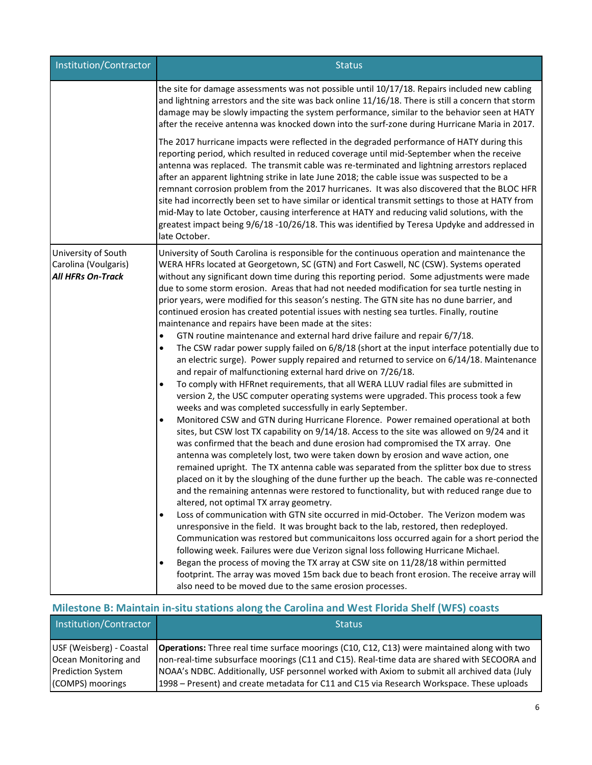| Institution/Contractor | Status |
|---|---|
| | the site for damage assessments was not possible until 10/17/18. Repairs included new cabling and lightning arrestors and the site was back online 11/16/18. There is still a concern that storm damage may be slowly impacting the system performance, similar to the behavior seen at HATY after the receive antenna was knocked down into the surf-zone during Hurricane Maria in 2017.<br><br>The 2017 hurricane impacts were reflected in the degraded performance of HATY during this reporting period, which resulted in reduced coverage until mid-September when the receive antenna was replaced. The transmit cable was re-terminated and lightning arrestors replaced after an apparent lightning strike in late June 2018; the cable issue was suspected to be a remnant corrosion problem from the 2017 hurricanes. It was also discovered that the BLOC HFR site had incorrectly been set to have similar or identical transmit settings to those at HATY from mid-May to late October, causing interference at HATY and reducing valid solutions, with the greatest impact being 9/6/18 -10/26/18. This was identified by Teresa Updyke and addressed in late October. |
| University of South Carolina (Voulgaris)<br>***All HFRs On-Track*** | University of South Carolina is responsible for the continuous operation and maintenance the WERA HFRs located at Georgetown, SC (GTN) and Fort Caswell, NC (CSW). Systems operated without any significant down time during this reporting period. Some adjustments were made due to some storm erosion. Areas that had not needed modification for sea turtle nesting in prior years, were modified for this season's nesting. The GTN site has no dune barrier, and continued erosion has created potential issues with nesting sea turtles. Finally, routine maintenance and repairs have been made at the sites:<br>• GTN routine maintenance and external hard drive failure and repair 6/7/18.<br>• The CSW radar power supply failed on 6/8/18 (short at the input interface potentially due to an electric surge). Power supply repaired and returned to service on 6/14/18. Maintenance and repair of malfunctioning external hard drive on 7/26/18.<br>• To comply with HFRnet requirements, that all WERA LLUV radial files are submitted in version 2, the USC computer operating systems were upgraded. This process took a few weeks and was completed successfully in early September.<br>• Monitored CSW and GTN during Hurricane Florence. Power remained operational at both sites, but CSW lost TX capability on 9/14/18. Access to the site was allowed on 9/24 and it was confirmed that the beach and dune erosion had compromised the TX array. One antenna was completely lost, two were taken down by erosion and wave action, one remained upright. The TX antenna cable was separated from the splitter box due to stress placed on it by the sloughing of the dune further up the beach. The cable was re-connected and the remaining antennas were restored to functionality, but with reduced range due to altered, not optimal TX array geometry.<br>• Loss of communication with GTN site occurred in mid-October. The Verizon modem was unresponsive in the field. It was brought back to the lab, restored, then redeployed. Communication was restored but communicaitons loss occurred again for a short period the following week. Failures were due Verizon signal loss following Hurricane Michael.<br>• Began the process of moving the TX array at CSW site on 11/28/18 within permitted footprint. The array was moved 15m back due to beach front erosion. The receive array will also need to be moved due to the same erosion processes. |

## Milestone B: Maintain in-situ stations along the Carolina and West Florida Shelf (WFS) coasts

| Institution/Contractor | Status |
|---|---|
| USF (Weisberg) - Coastal Ocean Monitoring and Prediction System (COMPS) moorings | **Operations:** Three real time surface moorings (C10, C12, C13) were maintained along with two non-real-time subsurface moorings (C11 and C15). Real-time data are shared with SECOORA and NOAA's NDBC. Additionally, USF personnel worked with Axiom to submit all archived data (July 1998 – Present) and create metadata for C11 and C15 via Research Workspace. These uploads |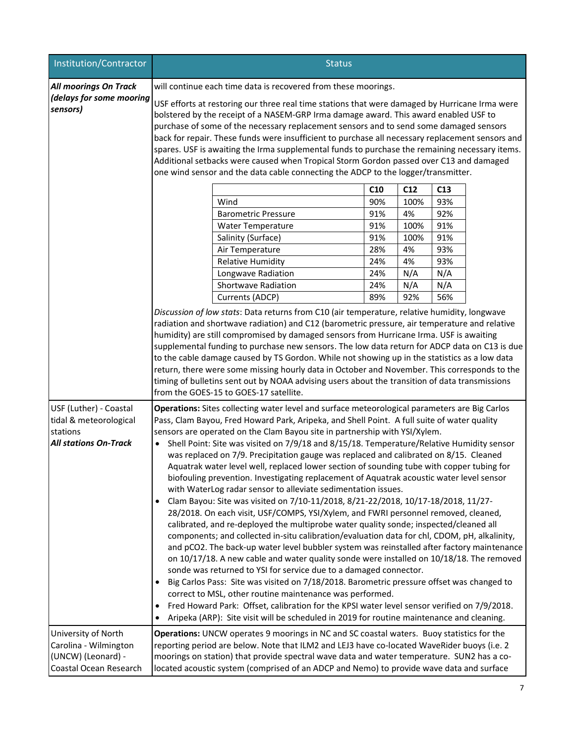| Institution/Contractor | Status |
|---|---|
| ***All moorings On Track (delays for some mooring sensors)*** | will continue each time data is recovered from these moorings.<br><br>USF efforts at restoring our three real time stations that were damaged by Hurricane Irma were bolstered by the receipt of a NASEM-GRP Irma damage award. This award enabled USF to purchase of some of the necessary replacement sensors and to send some damaged sensors back for repair. These funds were insufficient to purchase all necessary replacement sensors and spares. USF is awaiting the Irma supplemental funds to purchase the remaining necessary items. Additional setbacks were caused when Tropical Storm Gordon passed over C13 and damaged one wind sensor and the data cable connecting the ADCP to the logger/transmitter. |

| | C10 | C12 | C13 |
|---|---|---|---|
| Wind | 90% | 100% | 93% |
| Barometric Pressure | 91% | 4% | 92% |
| Water Temperature | 91% | 100% | 91% |
| Salinity (Surface) | 91% | 100% | 91% |
| Air Temperature | 28% | 4% | 93% |
| Relative Humidity | 24% | 4% | 93% |
| Longwave Radiation | 24% | N/A | N/A |
| Shortwave Radiation | 24% | N/A | N/A |
| Currents (ADCP) | 89% | 92% | 56% |

*Discussion of low stats*: Data returns from C10 (air temperature, relative humidity, longwave radiation and shortwave radiation) and C12 (barometric pressure, air temperature and relative humidity) are still compromised by damaged sensors from Hurricane Irma. USF is awaiting supplemental funding to purchase new sensors. The low data return for ADCP data on C13 is due to the cable damage caused by TS Gordon. While not showing up in the statistics as a low data return, there were some missing hourly data in October and November. This corresponds to the timing of bulletins sent out by NOAA advising users about the transition of data transmissions from the GOES-15 to GOES-17 satellite.

| Institution/Contractor | Status |
|---|---|
| USF (Luther) - Coastal tidal & meteorological stations<br>***All stations On-Track*** | **Operations:** Sites collecting water level and surface meteorological parameters are Big Carlos Pass, Clam Bayou, Fred Howard Park, Aripeka, and Shell Point. A full suite of water quality sensors are operated on the Clam Bayou site in partnership with YSI/Xylem.<br>• Shell Point: Site was visited on 7/9/18 and 8/15/18. Temperature/Relative Humidity sensor was replaced on 7/9. Precipitation gauge was replaced and calibrated on 8/15. Cleaned Aquatrak water level well, replaced lower section of sounding tube with copper tubing for biofouling prevention. Investigating replacement of Aquatrak acoustic water level sensor with WaterLog radar sensor to alleviate sedimentation issues.<br>• Clam Bayou: Site was visited on 7/10-11/2018, 8/21-22/2018, 10/17-18/2018, 11/27-28/2018. On each visit, USF/COMPS, YSI/Xylem, and FWRI personnel removed, cleaned, calibrated, and re-deployed the multiprobe water quality sonde; inspected/cleaned all components; and collected in-situ calibration/evaluation data for chl, CDOM, pH, alkalinity, and pCO2. The back-up water level bubbler system was reinstalled after factory maintenance on 10/17/18. A new cable and water quality sonde were installed on 10/18/18. The removed sonde was returned to YSI for service due to a damaged connector.<br>• Big Carlos Pass: Site was visited on 7/18/2018. Barometric pressure offset was changed to correct to MSL, other routine maintenance was performed.<br>• Fred Howard Park: Offset, calibration for the KPSI water level sensor verified on 7/9/2018.<br>• Aripeka (ARP): Site visit will be scheduled in 2019 for routine maintenance and cleaning. |
| University of North Carolina - Wilmington (UNCW) (Leonard) - Coastal Ocean Research | **Operations:** UNCW operates 9 moorings in NC and SC coastal waters. Buoy statistics for the reporting period are below. Note that ILM2 and LEJ3 have co-located WaveRider buoys (i.e. 2 moorings on station) that provide spectral wave data and water temperature. SUN2 has a co-located acoustic system (comprised of an ADCP and Nemo) to provide wave data and surface |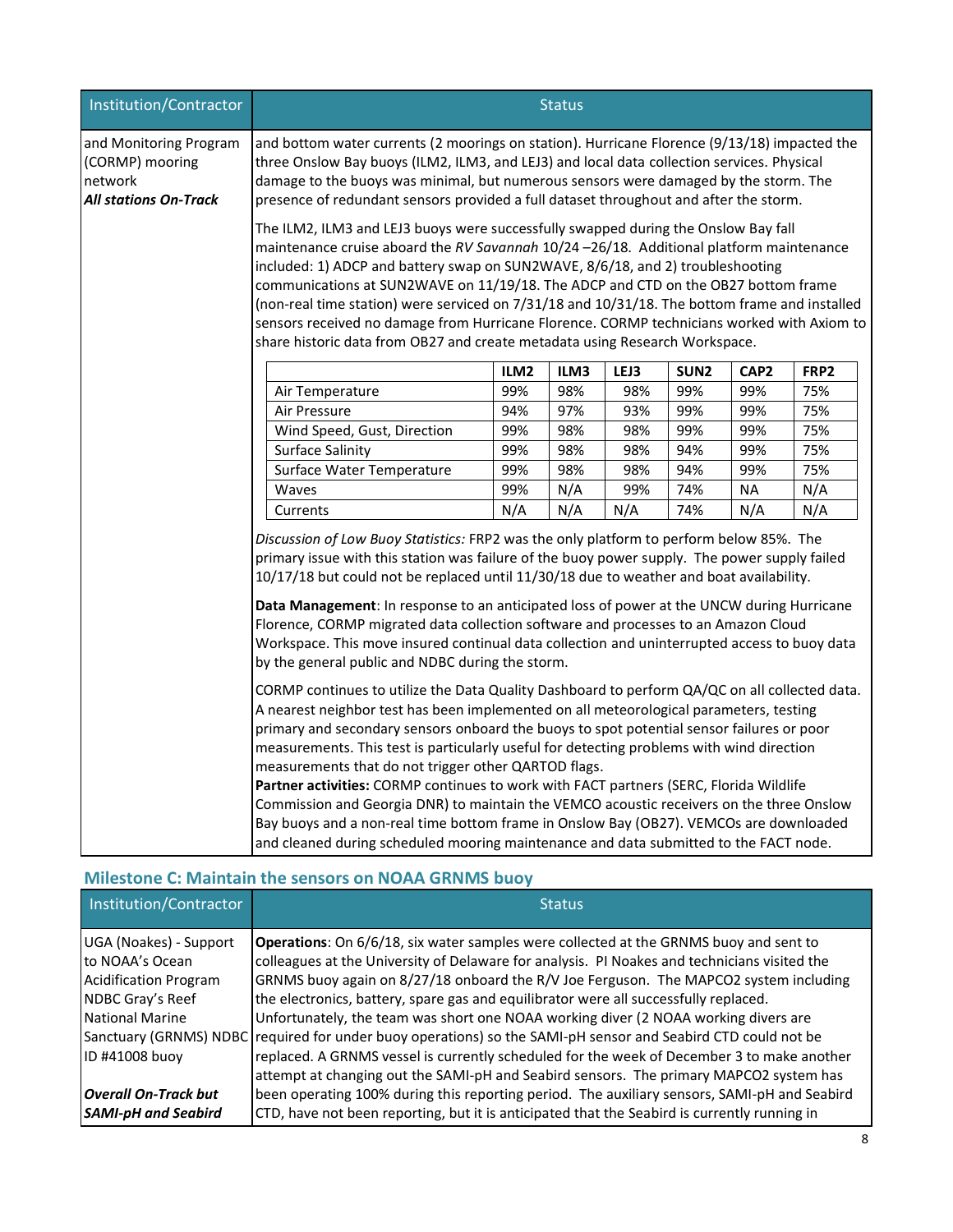| Institution/Contractor | Status |
|---|---|
| and Monitoring Program (CORMP) mooring network<br>***All stations On-Track*** | and bottom water currents (2 moorings on station). Hurricane Florence (9/13/18) impacted the three Onslow Bay buoys (ILM2, ILM3, and LEJ3) and local data collection services. Physical damage to the buoys was minimal, but numerous sensors were damaged by the storm. The presence of redundant sensors provided a full dataset throughout and after the storm.<br><br>The ILM2, ILM3 and LEJ3 buoys were successfully swapped during the Onslow Bay fall maintenance cruise aboard the *RV Savannah* 10/24 –26/18. Additional platform maintenance included: 1) ADCP and battery swap on SUN2WAVE, 8/6/18, and 2) troubleshooting communications at SUN2WAVE on 11/19/18. The ADCP and CTD on the OB27 bottom frame (non-real time station) were serviced on 7/31/18 and 10/31/18. The bottom frame and installed sensors received no damage from Hurricane Florence. CORMP technicians worked with Axiom to share historic data from OB27 and create metadata using Research Workspace. |

| | ILM2 | ILM3 | LEJ3 | SUN2 | CAP2 | FRP2 |
|---|---|---|---|---|---|---|
| Air Temperature | 99% | 98% | 98% | 99% | 99% | 75% |
| Air Pressure | 94% | 97% | 93% | 99% | 99% | 75% |
| Wind Speed, Gust, Direction | 99% | 98% | 98% | 99% | 99% | 75% |
| Surface Salinity | 99% | 98% | 98% | 94% | 99% | 75% |
| Surface Water Temperature | 99% | 98% | 98% | 94% | 99% | 75% |
| Waves | 99% | N/A | 99% | 74% | NA | N/A |
| Currents | N/A | N/A | N/A | 74% | N/A | N/A |

*Discussion of Low Buoy Statistics:* FRP2 was the only platform to perform below 85%. The primary issue with this station was failure of the buoy power supply. The power supply failed 10/17/18 but could not be replaced until 11/30/18 due to weather and boat availability.

**Data Management**: In response to an anticipated loss of power at the UNCW during Hurricane Florence, CORMP migrated data collection software and processes to an Amazon Cloud Workspace. This move insured continual data collection and uninterrupted access to buoy data by the general public and NDBC during the storm.

CORMP continues to utilize the Data Quality Dashboard to perform QA/QC on all collected data. A nearest neighbor test has been implemented on all meteorological parameters, testing primary and secondary sensors onboard the buoys to spot potential sensor failures or poor measurements. This test is particularly useful for detecting problems with wind direction measurements that do not trigger other QARTOD flags.
**Partner activities:** CORMP continues to work with FACT partners (SERC, Florida Wildlife Commission and Georgia DNR) to maintain the VEMCO acoustic receivers on the three Onslow Bay buoys and a non-real time bottom frame in Onslow Bay (OB27). VEMCOs are downloaded and cleaned during scheduled mooring maintenance and data submitted to the FACT node.

## Milestone C: Maintain the sensors on NOAA GRNMS buoy

| Institution/Contractor | Status |
|---|---|
| UGA (Noakes) - Support to NOAA's Ocean Acidification Program NDBC Gray's Reef National Marine Sanctuary (GRNMS) NDBC ID #41008 buoy<br><br>***Overall On-Track but SAMI-pH and Seabird*** | **Operations**: On 6/6/18, six water samples were collected at the GRNMS buoy and sent to colleagues at the University of Delaware for analysis. PI Noakes and technicians visited the GRNMS buoy again on 8/27/18 onboard the R/V Joe Ferguson. The MAPCO2 system including the electronics, battery, spare gas and equilibrator were all successfully replaced. Unfortunately, the team was short one NOAA working diver (2 NOAA working divers are required for under buoy operations) so the SAMI-pH sensor and Seabird CTD could not be replaced. A GRNMS vessel is currently scheduled for the week of December 3 to make another attempt at changing out the SAMI-pH and Seabird sensors. The primary MAPCO2 system has been operating 100% during this reporting period. The auxiliary sensors, SAMI-pH and Seabird CTD, have not been reporting, but it is anticipated that the Seabird is currently running in |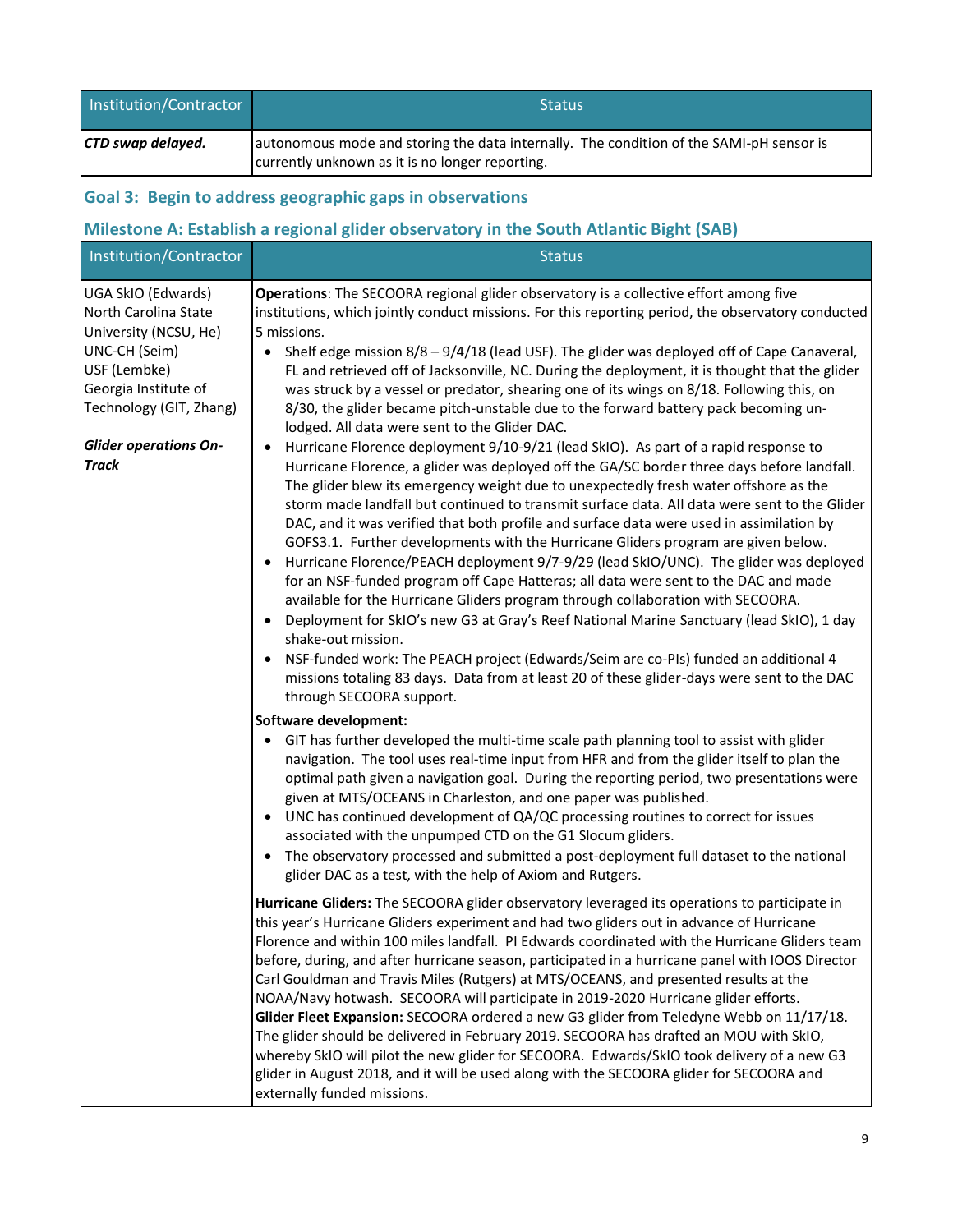| Institution/Contractor | Status |
|---|---|
| ***CTD swap delayed.*** | autonomous mode and storing the data internally. The condition of the SAMI-pH sensor is currently unknown as it is no longer reporting. |

## Goal 3: Begin to address geographic gaps in observations

### Milestone A: Establish a regional glider observatory in the South Atlantic Bight (SAB)

| Institution/Contractor | Status |
|---|---|
| UGA SkIO (Edwards)<br>North Carolina State University (NCSU, He)<br>UNC-CH (Seim)<br>USF (Lembke)<br>Georgia Institute of Technology (GIT, Zhang)<br><br>***Glider operations On-Track*** | **Operations**: The SECOORA regional glider observatory is a collective effort among five institutions, which jointly conduct missions. For this reporting period, the observatory conducted 5 missions.<br>• Shelf edge mission 8/8 – 9/4/18 (lead USF). The glider was deployed off of Cape Canaveral, FL and retrieved off of Jacksonville, NC. During the deployment, it is thought that the glider was struck by a vessel or predator, shearing one of its wings on 8/18. Following this, on 8/30, the glider became pitch-unstable due to the forward battery pack becoming un-lodged. All data were sent to the Glider DAC.<br>• Hurricane Florence deployment 9/10-9/21 (lead SkIO). As part of a rapid response to Hurricane Florence, a glider was deployed off the GA/SC border three days before landfall. The glider blew its emergency weight due to unexpectedly fresh water offshore as the storm made landfall but continued to transmit surface data. All data were sent to the Glider DAC, and it was verified that both profile and surface data were used in assimilation by GOFS3.1. Further developments with the Hurricane Gliders program are given below.<br>• Hurricane Florence/PEACH deployment 9/7-9/29 (lead SkIO/UNC). The glider was deployed for an NSF-funded program off Cape Hatteras; all data were sent to the DAC and made available for the Hurricane Gliders program through collaboration with SECOORA.<br>• Deployment for SkIO's new G3 at Gray's Reef National Marine Sanctuary (lead SkIO), 1 day shake-out mission.<br>• NSF-funded work: The PEACH project (Edwards/Seim are co-PIs) funded an additional 4 missions totaling 83 days. Data from at least 20 of these glider-days were sent to the DAC through SECOORA support.<br><br>**Software development:**<br>• GIT has further developed the multi-time scale path planning tool to assist with glider navigation. The tool uses real-time input from HFR and from the glider itself to plan the optimal path given a navigation goal. During the reporting period, two presentations were given at MTS/OCEANS in Charleston, and one paper was published.<br>• UNC has continued development of QA/QC processing routines to correct for issues associated with the unpumped CTD on the G1 Slocum gliders.<br>• The observatory processed and submitted a post-deployment full dataset to the national glider DAC as a test, with the help of Axiom and Rutgers.<br><br>**Hurricane Gliders:** The SECOORA glider observatory leveraged its operations to participate in this year's Hurricane Gliders experiment and had two gliders out in advance of Hurricane Florence and within 100 miles landfall. PI Edwards coordinated with the Hurricane Gliders team before, during, and after hurricane season, participated in a hurricane panel with IOOS Director Carl Gouldman and Travis Miles (Rutgers) at MTS/OCEANS, and presented results at the NOAA/Navy hotwash. SECOORA will participate in 2019-2020 Hurricane glider efforts.<br>**Glider Fleet Expansion:** SECOORA ordered a new G3 glider from Teledyne Webb on 11/17/18. The glider should be delivered in February 2019. SECOORA has drafted an MOU with SkIO, whereby SkIO will pilot the new glider for SECOORA. Edwards/SkIO took delivery of a new G3 glider in August 2018, and it will be used along with the SECOORA glider for SECOORA and externally funded missions. |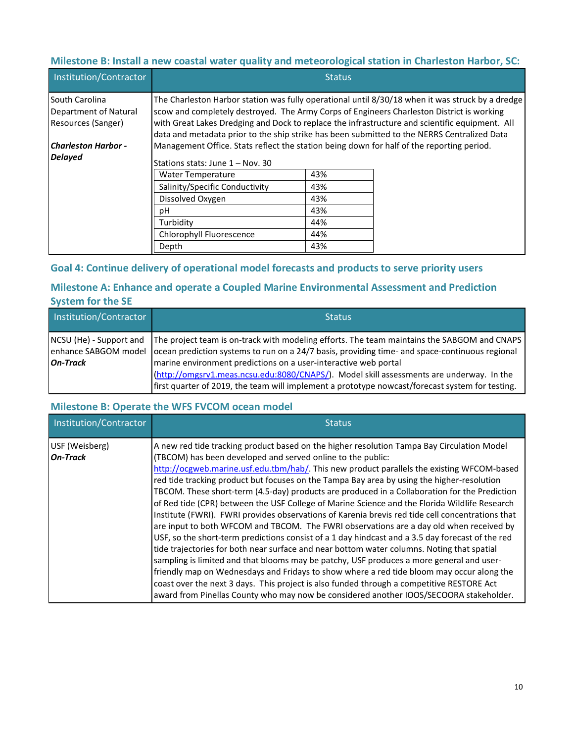### Milestone B: Install a new coastal water quality and meteorological station in Charleston Harbor, SC:

<table>
<tr><th>Institution/Contractor</th><th>Status</th></tr>
<tr><td>South Carolina Department of Natural Resources (Sanger)<br><br><strong><em>Charleston Harbor - Delayed</em></strong></td><td>The Charleston Harbor station was fully operational until 8/30/18 when it was struck by a dredge scow and completely destroyed. The Army Corps of Engineers Charleston District is working with Great Lakes Dredging and Dock to replace the infrastructure and scientific equipment. All data and metadata prior to the ship strike has been submitted to the NERRS Centralized Data Management Office. Stats reflect the station being down for half of the reporting period.<br><br>Stations stats: June 1 – Nov. 30<br><table><tr><td>Water Temperature</td><td>43%</td></tr><tr><td>Salinity/Specific Conductivity</td><td>43%</td></tr><tr><td>Dissolved Oxygen</td><td>43%</td></tr><tr><td>pH</td><td>43%</td></tr><tr><td>Turbidity</td><td>44%</td></tr><tr><td>Chlorophyll Fluorescence</td><td>44%</td></tr><tr><td>Depth</td><td>43%</td></tr></table></td></tr>
</table>

## Goal 4: Continue delivery of operational model forecasts and products to serve priority users

### Milestone A: Enhance and operate a Coupled Marine Environmental Assessment and Prediction System for the SE

| Institution/Contractor | Status |
|---|---|
| NCSU (He) - Support and enhance SABGOM model<br>***On-Track*** | The project team is on-track with modeling efforts. The team maintains the SABGOM and CNAPS ocean prediction systems to run on a 24/7 basis, providing time- and space-continuous regional marine environment predictions on a user-interactive web portal (http://omgsrv1.meas.ncsu.edu:8080/CNAPS/). Model skill assessments are underway. In the first quarter of 2019, the team will implement a prototype nowcast/forecast system for testing. |

### Milestone B: Operate the WFS FVCOM ocean model

| Institution/Contractor | Status |
|---|---|
| USF (Weisberg)<br>***On-Track*** | A new red tide tracking product based on the higher resolution Tampa Bay Circulation Model (TBCOM) has been developed and served online to the public: http://ocgweb.marine.usf.edu.tbm/hab/. This new product parallels the existing WFCOM-based red tide tracking product but focuses on the Tampa Bay area by using the higher-resolution TBCOM. These short-term (4.5-day) products are produced in a Collaboration for the Prediction of Red tide (CPR) between the USF College of Marine Science and the Florida Wildlife Research Institute (FWRI). FWRI provides observations of Karenia brevis red tide cell concentrations that are input to both WFCOM and TBCOM. The FWRI observations are a day old when received by USF, so the short-term predictions consist of a 1 day hindcast and a 3.5 day forecast of the red tide trajectories for both near surface and near bottom water columns. Noting that spatial sampling is limited and that blooms may be patchy, USF produces a more general and user-friendly map on Wednesdays and Fridays to show where a red tide bloom may occur along the coast over the next 3 days. This project is also funded through a competitive RESTORE Act award from Pinellas County who may now be considered another IOOS/SECOORA stakeholder. |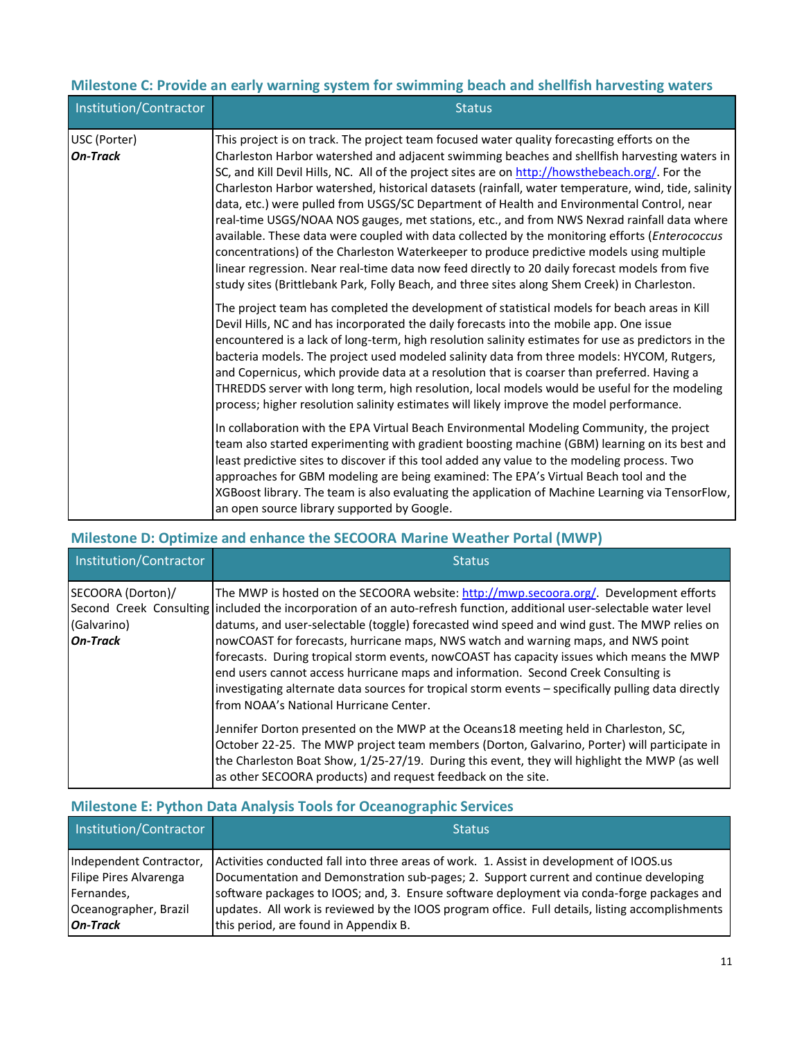### Milestone C: Provide an early warning system for swimming beach and shellfish harvesting waters

| Institution/Contractor | Status |
|---|---|
| USC (Porter)<br>***On-Track*** | This project is on track. The project team focused water quality forecasting efforts on the Charleston Harbor watershed and adjacent swimming beaches and shellfish harvesting waters in SC, and Kill Devil Hills, NC. All of the project sites are on http://howsthebeach.org/. For the Charleston Harbor watershed, historical datasets (rainfall, water temperature, wind, tide, salinity data, etc.) were pulled from USGS/SC Department of Health and Environmental Control, near real-time USGS/NOAA NOS gauges, met stations, etc., and from NWS Nexrad rainfall data where available. These data were coupled with data collected by the monitoring efforts (*Enterococcus* concentrations) of the Charleston Waterkeeper to produce predictive models using multiple linear regression. Near real-time data now feed directly to 20 daily forecast models from five study sites (Brittlebank Park, Folly Beach, and three sites along Shem Creek) in Charleston.<br><br>The project team has completed the development of statistical models for beach areas in Kill Devil Hills, NC and has incorporated the daily forecasts into the mobile app. One issue encountered is a lack of long-term, high resolution salinity estimates for use as predictors in the bacteria models. The project used modeled salinity data from three models: HYCOM, Rutgers, and Copernicus, which provide data at a resolution that is coarser than preferred. Having a THREDDS server with long term, high resolution, local models would be useful for the modeling process; higher resolution salinity estimates will likely improve the model performance.<br><br>In collaboration with the EPA Virtual Beach Environmental Modeling Community, the project team also started experimenting with gradient boosting machine (GBM) learning on its best and least predictive sites to discover if this tool added any value to the modeling process. Two approaches for GBM modeling are being examined: The EPA's Virtual Beach tool and the XGBoost library. The team is also evaluating the application of Machine Learning via TensorFlow, an open source library supported by Google. |

### Milestone D: Optimize and enhance the SECOORA Marine Weather Portal (MWP)

| Institution/Contractor | Status |
|---|---|
| SECOORA (Dorton)/<br>Second Creek Consulting (Galvarino)<br>***On-Track*** | The MWP is hosted on the SECOORA website: http://mwp.secoora.org/. Development efforts included the incorporation of an auto-refresh function, additional user-selectable water level datums, and user-selectable (toggle) forecasted wind speed and wind gust. The MWP relies on nowCOAST for forecasts, hurricane maps, NWS watch and warning maps, and NWS point forecasts. During tropical storm events, nowCOAST has capacity issues which means the MWP end users cannot access hurricane maps and information. Second Creek Consulting is investigating alternate data sources for tropical storm events – specifically pulling data directly from NOAA's National Hurricane Center.<br><br>Jennifer Dorton presented on the MWP at the Oceans18 meeting held in Charleston, SC, October 22-25. The MWP project team members (Dorton, Galvarino, Porter) will participate in the Charleston Boat Show, 1/25-27/19. During this event, they will highlight the MWP (as well as other SECOORA products) and request feedback on the site. |

### Milestone E: Python Data Analysis Tools for Oceanographic Services

| Institution/Contractor | Status |
|---|---|
| Independent Contractor, Filipe Pires Alvarenga Fernandes, Oceanographer, Brazil<br>***On-Track*** | Activities conducted fall into three areas of work. 1. Assist in development of IOOS.us Documentation and Demonstration sub-pages; 2. Support current and continue developing software packages to IOOS; and, 3. Ensure software deployment via conda-forge packages and updates. All work is reviewed by the IOOS program office. Full details, listing accomplishments this period, are found in Appendix B. |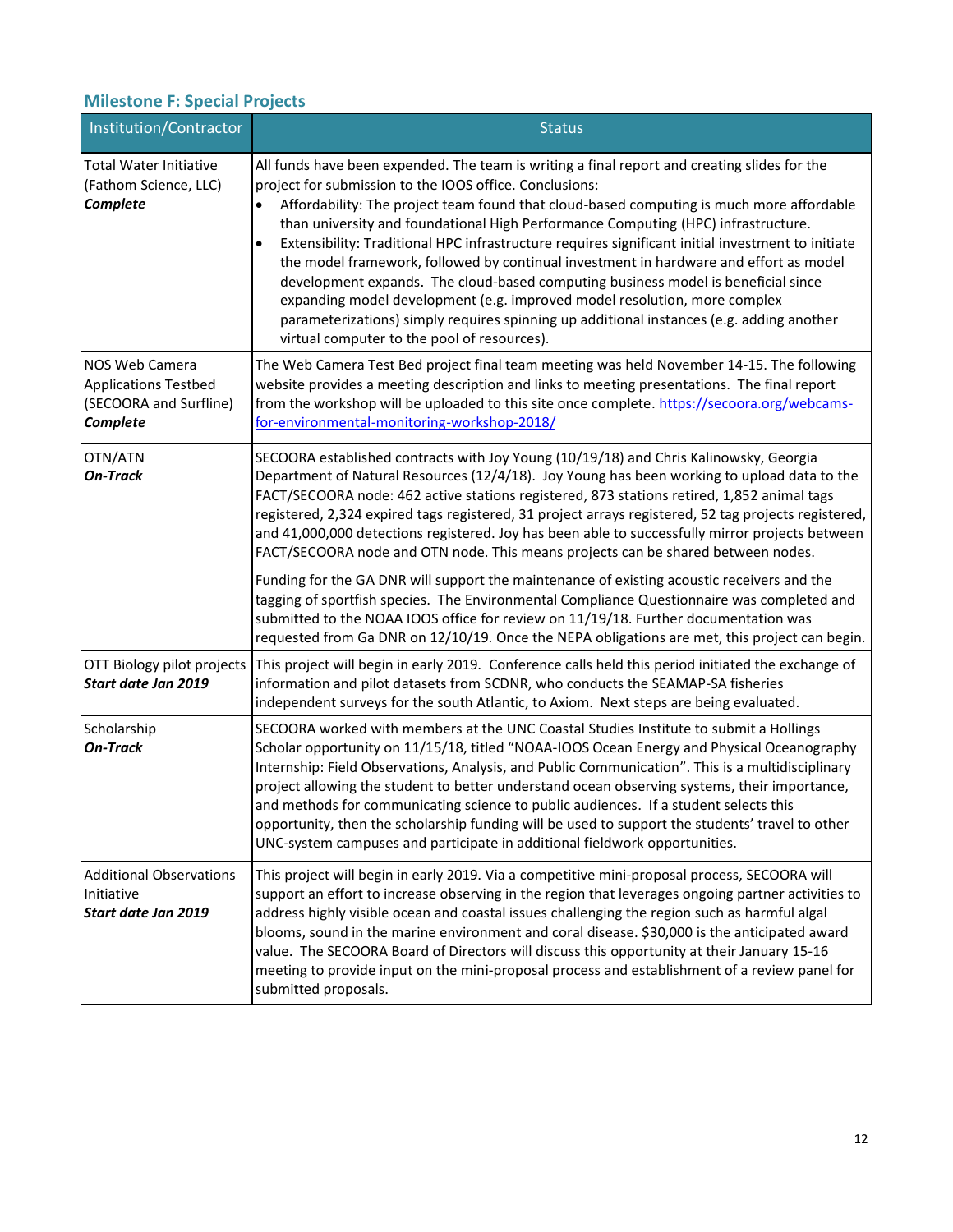### Milestone F: Special Projects

| Institution/Contractor | Status |
|---|---|
| Total Water Initiative (Fathom Science, LLC) ***Complete*** | All funds have been expended. The team is writing a final report and creating slides for the project for submission to the IOOS office. Conclusions: <br>• Affordability: The project team found that cloud-based computing is much more affordable than university and foundational High Performance Computing (HPC) infrastructure. <br>• Extensibility: Traditional HPC infrastructure requires significant initial investment to initiate the model framework, followed by continual investment in hardware and effort as model development expands. The cloud-based computing business model is beneficial since expanding model development (e.g. improved model resolution, more complex parameterizations) simply requires spinning up additional instances (e.g. adding another virtual computer to the pool of resources). |
| NOS Web Camera Applications Testbed (SECOORA and Surfline) ***Complete*** | The Web Camera Test Bed project final team meeting was held November 14-15. The following website provides a meeting description and links to meeting presentations. The final report from the workshop will be uploaded to this site once complete. https://secoora.org/webcams-for-environmental-monitoring-workshop-2018/ |
| OTN/ATN ***On-Track*** | SECOORA established contracts with Joy Young (10/19/18) and Chris Kalinowsky, Georgia Department of Natural Resources (12/4/18). Joy Young has been working to upload data to the FACT/SECOORA node: 462 active stations registered, 873 stations retired, 1,852 animal tags registered, 2,324 expired tags registered, 31 project arrays registered, 52 tag projects registered, and 41,000,000 detections registered. Joy has been able to successfully mirror projects between FACT/SECOORA node and OTN node. This means projects can be shared between nodes. <br><br>Funding for the GA DNR will support the maintenance of existing acoustic receivers and the tagging of sportfish species. The Environmental Compliance Questionnaire was completed and submitted to the NOAA IOOS office for review on 11/19/18. Further documentation was requested from Ga DNR on 12/10/19. Once the NEPA obligations are met, this project can begin. |
| OTT Biology pilot projects ***Start date Jan 2019*** | This project will begin in early 2019. Conference calls held this period initiated the exchange of information and pilot datasets from SCDNR, who conducts the SEAMAP-SA fisheries independent surveys for the south Atlantic, to Axiom. Next steps are being evaluated. |
| Scholarship ***On-Track*** | SECOORA worked with members at the UNC Coastal Studies Institute to submit a Hollings Scholar opportunity on 11/15/18, titled "NOAA-IOOS Ocean Energy and Physical Oceanography Internship: Field Observations, Analysis, and Public Communication". This is a multidisciplinary project allowing the student to better understand ocean observing systems, their importance, and methods for communicating science to public audiences. If a student selects this opportunity, then the scholarship funding will be used to support the students' travel to other UNC-system campuses and participate in additional fieldwork opportunities. |
| Additional Observations Initiative ***Start date Jan 2019*** | This project will begin in early 2019. Via a competitive mini-proposal process, SECOORA will support an effort to increase observing in the region that leverages ongoing partner activities to address highly visible ocean and coastal issues challenging the region such as harmful algal blooms, sound in the marine environment and coral disease. $30,000 is the anticipated award value. The SECOORA Board of Directors will discuss this opportunity at their January 15-16 meeting to provide input on the mini-proposal process and establishment of a review panel for submitted proposals. |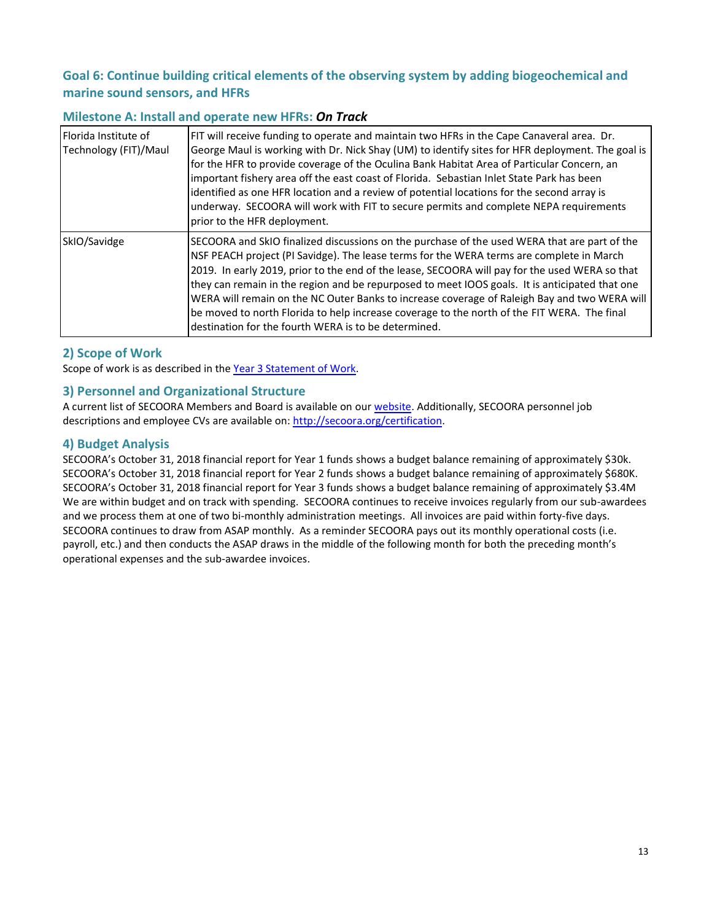## Goal 6: Continue building critical elements of the observing system by adding biogeochemical and marine sound sensors, and HFRs

### Milestone A: Install and operate new HFRs: *On Track*

| | |
|---|---|
| Florida Institute of Technology (FIT)/Maul | FIT will receive funding to operate and maintain two HFRs in the Cape Canaveral area. Dr. George Maul is working with Dr. Nick Shay (UM) to identify sites for HFR deployment. The goal is for the HFR to provide coverage of the Oculina Bank Habitat Area of Particular Concern, an important fishery area off the east coast of Florida. Sebastian Inlet State Park has been identified as one HFR location and a review of potential locations for the second array is underway. SECOORA will work with FIT to secure permits and complete NEPA requirements prior to the HFR deployment. |
| SkIO/Savidge | SECOORA and SkIO finalized discussions on the purchase of the used WERA that are part of the NSF PEACH project (PI Savidge). The lease terms for the WERA terms are complete in March 2019. In early 2019, prior to the end of the lease, SECOORA will pay for the used WERA so that they can remain in the region and be repurposed to meet IOOS goals. It is anticipated that one WERA will remain on the NC Outer Banks to increase coverage of Raleigh Bay and two WERA will be moved to north Florida to help increase coverage to the north of the FIT WERA. The final destination for the fourth WERA is to be determined. |

## 2) Scope of Work

Scope of work is as described in the Year 3 Statement of Work.

## 3) Personnel and Organizational Structure

A current list of SECOORA Members and Board is available on our website. Additionally, SECOORA personnel job descriptions and employee CVs are available on: http://secoora.org/certification.

## 4) Budget Analysis

SECOORA's October 31, 2018 financial report for Year 1 funds shows a budget balance remaining of approximately $30k. SECOORA's October 31, 2018 financial report for Year 2 funds shows a budget balance remaining of approximately $680K. SECOORA's October 31, 2018 financial report for Year 3 funds shows a budget balance remaining of approximately $3.4M We are within budget and on track with spending. SECOORA continues to receive invoices regularly from our sub-awardees and we process them at one of two bi-monthly administration meetings. All invoices are paid within forty-five days. SECOORA continues to draw from ASAP monthly. As a reminder SECOORA pays out its monthly operational costs (i.e. payroll, etc.) and then conducts the ASAP draws in the middle of the following month for both the preceding month's operational expenses and the sub-awardee invoices.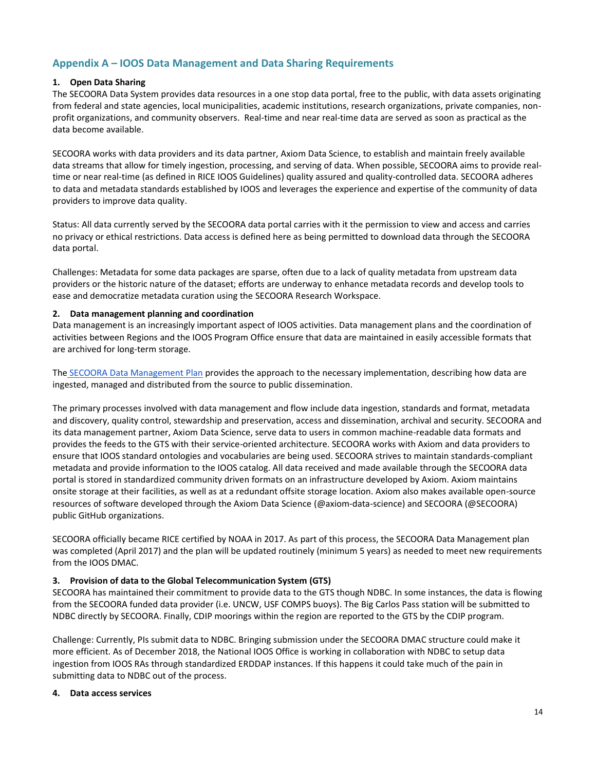## Appendix A – IOOS Data Management and Data Sharing Requirements

**1. Open Data Sharing**

The SECOORA Data System provides data resources in a one stop data portal, free to the public, with data assets originating from federal and state agencies, local municipalities, academic institutions, research organizations, private companies, non-profit organizations, and community observers. Real-time and near real-time data are served as soon as practical as the data become available.

SECOORA works with data providers and its data partner, Axiom Data Science, to establish and maintain freely available data streams that allow for timely ingestion, processing, and serving of data. When possible, SECOORA aims to provide real-time or near real-time (as defined in RICE IOOS Guidelines) quality assured and quality-controlled data. SECOORA adheres to data and metadata standards established by IOOS and leverages the experience and expertise of the community of data providers to improve data quality.

Status: All data currently served by the SECOORA data portal carries with it the permission to view and access and carries no privacy or ethical restrictions. Data access is defined here as being permitted to download data through the SECOORA data portal.

Challenges: Metadata for some data packages are sparse, often due to a lack of quality metadata from upstream data providers or the historic nature of the dataset; efforts are underway to enhance metadata records and develop tools to ease and democratize metadata curation using the SECOORA Research Workspace.

**2. Data management planning and coordination**

Data management is an increasingly important aspect of IOOS activities. Data management plans and the coordination of activities between Regions and the IOOS Program Office ensure that data are maintained in easily accessible formats that are archived for long-term storage.

The SECOORA Data Management Plan provides the approach to the necessary implementation, describing how data are ingested, managed and distributed from the source to public dissemination.

The primary processes involved with data management and flow include data ingestion, standards and format, metadata and discovery, quality control, stewardship and preservation, access and dissemination, archival and security. SECOORA and its data management partner, Axiom Data Science, serve data to users in common machine-readable data formats and provides the feeds to the GTS with their service-oriented architecture. SECOORA works with Axiom and data providers to ensure that IOOS standard ontologies and vocabularies are being used. SECOORA strives to maintain standards-compliant metadata and provide information to the IOOS catalog. All data received and made available through the SECOORA data portal is stored in standardized community driven formats on an infrastructure developed by Axiom. Axiom maintains onsite storage at their facilities, as well as at a redundant offsite storage location. Axiom also makes available open-source resources of software developed through the Axiom Data Science (@axiom-data-science) and SECOORA (@SECOORA) public GitHub organizations.

SECOORA officially became RICE certified by NOAA in 2017. As part of this process, the SECOORA Data Management plan was completed (April 2017) and the plan will be updated routinely (minimum 5 years) as needed to meet new requirements from the IOOS DMAC.

**3. Provision of data to the Global Telecommunication System (GTS)**

SECOORA has maintained their commitment to provide data to the GTS though NDBC. In some instances, the data is flowing from the SECOORA funded data provider (i.e. UNCW, USF COMPS buoys). The Big Carlos Pass station will be submitted to NDBC directly by SECOORA. Finally, CDIP moorings within the region are reported to the GTS by the CDIP program.

Challenge: Currently, PIs submit data to NDBC. Bringing submission under the SECOORA DMAC structure could make it more efficient. As of December 2018, the National IOOS Office is working in collaboration with NDBC to setup data ingestion from IOOS RAs through standardized ERDDAP instances. If this happens it could take much of the pain in submitting data to NDBC out of the process.

**4. Data access services**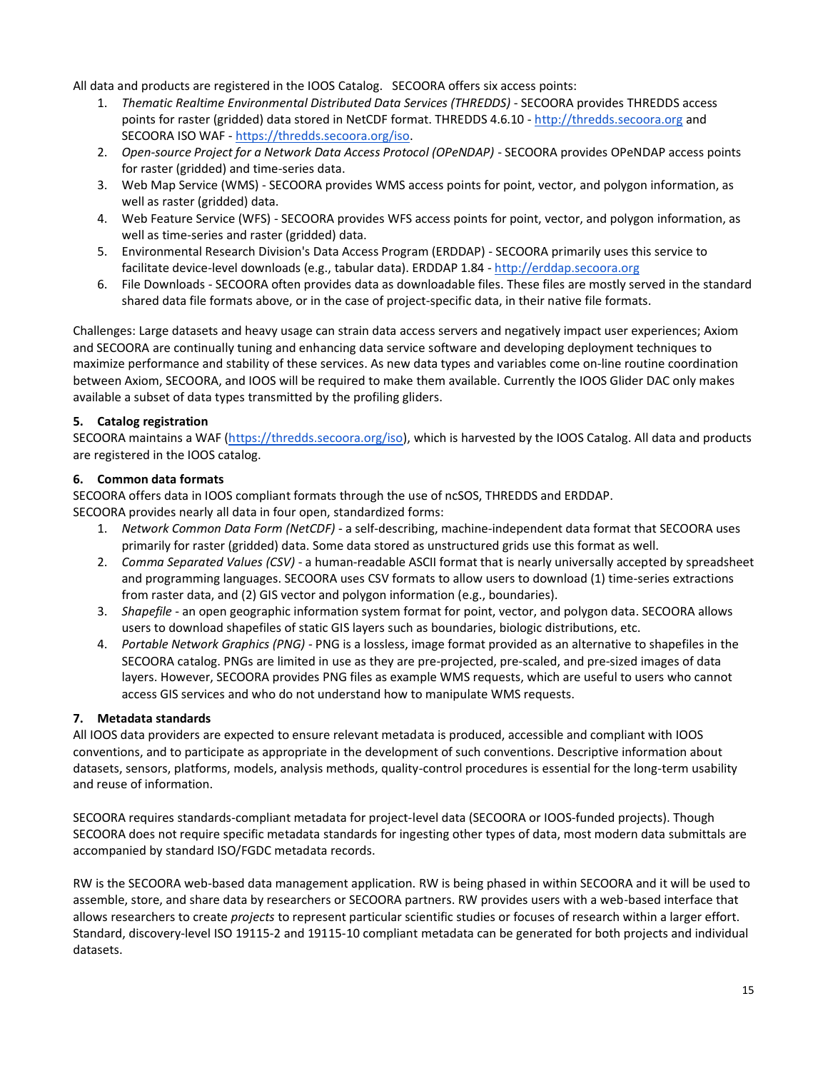All data and products are registered in the IOOS Catalog. SECOORA offers six access points:

1. *Thematic Realtime Environmental Distributed Data Services (THREDDS)* - SECOORA provides THREDDS access points for raster (gridded) data stored in NetCDF format. THREDDS 4.6.10 - http://thredds.secoora.org and SECOORA ISO WAF - https://thredds.secoora.org/iso.
2. *Open-source Project for a Network Data Access Protocol (OPeNDAP)* - SECOORA provides OPeNDAP access points for raster (gridded) and time-series data.
3. Web Map Service (WMS) - SECOORA provides WMS access points for point, vector, and polygon information, as well as raster (gridded) data.
4. Web Feature Service (WFS) - SECOORA provides WFS access points for point, vector, and polygon information, as well as time-series and raster (gridded) data.
5. Environmental Research Division's Data Access Program (ERDDAP) - SECOORA primarily uses this service to facilitate device-level downloads (e.g., tabular data). ERDDAP 1.84 - http://erddap.secoora.org
6. File Downloads - SECOORA often provides data as downloadable files. These files are mostly served in the standard shared data file formats above, or in the case of project-specific data, in their native file formats.

Challenges: Large datasets and heavy usage can strain data access servers and negatively impact user experiences; Axiom and SECOORA are continually tuning and enhancing data service software and developing deployment techniques to maximize performance and stability of these services. As new data types and variables come on-line routine coordination between Axiom, SECOORA, and IOOS will be required to make them available. Currently the IOOS Glider DAC only makes available a subset of data types transmitted by the profiling gliders.

### 5. Catalog registration

SECOORA maintains a WAF (https://thredds.secoora.org/iso), which is harvested by the IOOS Catalog. All data and products are registered in the IOOS catalog.

### 6. Common data formats

SECOORA offers data in IOOS compliant formats through the use of ncSOS, THREDDS and ERDDAP.
SECOORA provides nearly all data in four open, standardized forms:

1. *Network Common Data Form (NetCDF)* - a self-describing, machine-independent data format that SECOORA uses primarily for raster (gridded) data. Some data stored as unstructured grids use this format as well.
2. *Comma Separated Values (CSV)* - a human-readable ASCII format that is nearly universally accepted by spreadsheet and programming languages. SECOORA uses CSV formats to allow users to download (1) time-series extractions from raster data, and (2) GIS vector and polygon information (e.g., boundaries).
3. *Shapefile* - an open geographic information system format for point, vector, and polygon data. SECOORA allows users to download shapefiles of static GIS layers such as boundaries, biologic distributions, etc.
4. *Portable Network Graphics (PNG)* - PNG is a lossless, image format provided as an alternative to shapefiles in the SECOORA catalog. PNGs are limited in use as they are pre-projected, pre-scaled, and pre-sized images of data layers. However, SECOORA provides PNG files as example WMS requests, which are useful to users who cannot access GIS services and who do not understand how to manipulate WMS requests.

### 7. Metadata standards

All IOOS data providers are expected to ensure relevant metadata is produced, accessible and compliant with IOOS conventions, and to participate as appropriate in the development of such conventions. Descriptive information about datasets, sensors, platforms, models, analysis methods, quality-control procedures is essential for the long-term usability and reuse of information.

SECOORA requires standards-compliant metadata for project-level data (SECOORA or IOOS-funded projects). Though SECOORA does not require specific metadata standards for ingesting other types of data, most modern data submittals are accompanied by standard ISO/FGDC metadata records.

RW is the SECOORA web-based data management application. RW is being phased in within SECOORA and it will be used to assemble, store, and share data by researchers or SECOORA partners. RW provides users with a web-based interface that allows researchers to create *projects* to represent particular scientific studies or focuses of research within a larger effort. Standard, discovery-level ISO 19115-2 and 19115-10 compliant metadata can be generated for both projects and individual datasets.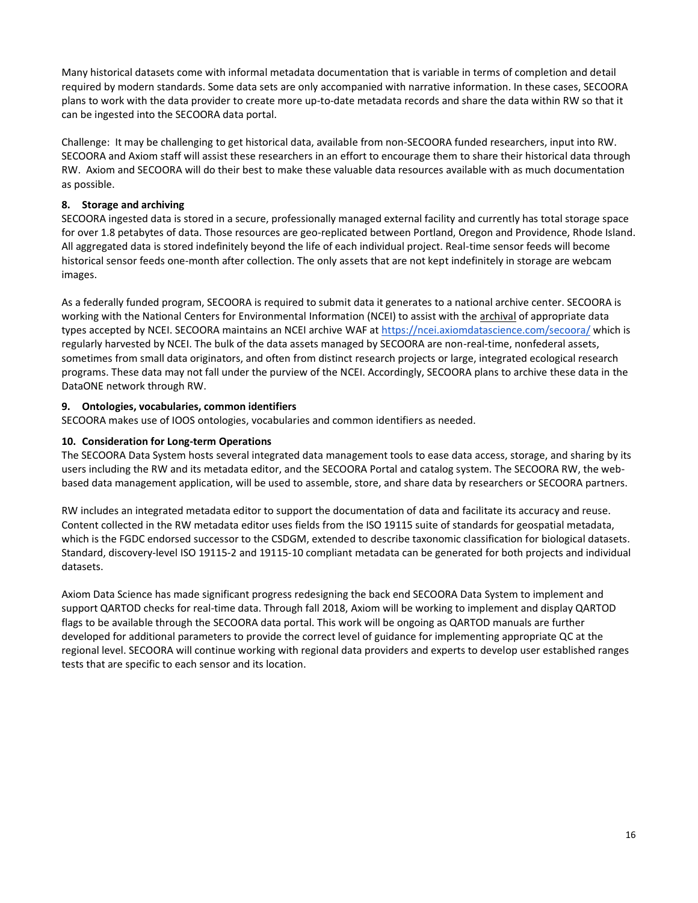Many historical datasets come with informal metadata documentation that is variable in terms of completion and detail required by modern standards. Some data sets are only accompanied with narrative information. In these cases, SECOORA plans to work with the data provider to create more up-to-date metadata records and share the data within RW so that it can be ingested into the SECOORA data portal.

Challenge: It may be challenging to get historical data, available from non-SECOORA funded researchers, input into RW. SECOORA and Axiom staff will assist these researchers in an effort to encourage them to share their historical data through RW. Axiom and SECOORA will do their best to make these valuable data resources available with as much documentation as possible.

### 8. Storage and archiving

SECOORA ingested data is stored in a secure, professionally managed external facility and currently has total storage space for over 1.8 petabytes of data. Those resources are geo-replicated between Portland, Oregon and Providence, Rhode Island. All aggregated data is stored indefinitely beyond the life of each individual project. Real-time sensor feeds will become historical sensor feeds one-month after collection. The only assets that are not kept indefinitely in storage are webcam images.

As a federally funded program, SECOORA is required to submit data it generates to a national archive center. SECOORA is working with the National Centers for Environmental Information (NCEI) to assist with the archival of appropriate data types accepted by NCEI. SECOORA maintains an NCEI archive WAF at https://ncei.axiomdatascience.com/secoora/ which is regularly harvested by NCEI. The bulk of the data assets managed by SECOORA are non-real-time, nonfederal assets, sometimes from small data originators, and often from distinct research projects or large, integrated ecological research programs. These data may not fall under the purview of the NCEI. Accordingly, SECOORA plans to archive these data in the DataONE network through RW.

### 9. Ontologies, vocabularies, common identifiers

SECOORA makes use of IOOS ontologies, vocabularies and common identifiers as needed.

### 10. Consideration for Long-term Operations

The SECOORA Data System hosts several integrated data management tools to ease data access, storage, and sharing by its users including the RW and its metadata editor, and the SECOORA Portal and catalog system. The SECOORA RW, the web-based data management application, will be used to assemble, store, and share data by researchers or SECOORA partners.

RW includes an integrated metadata editor to support the documentation of data and facilitate its accuracy and reuse. Content collected in the RW metadata editor uses fields from the ISO 19115 suite of standards for geospatial metadata, which is the FGDC endorsed successor to the CSDGM, extended to describe taxonomic classification for biological datasets. Standard, discovery-level ISO 19115-2 and 19115-10 compliant metadata can be generated for both projects and individual datasets.

Axiom Data Science has made significant progress redesigning the back end SECOORA Data System to implement and support QARTOD checks for real-time data. Through fall 2018, Axiom will be working to implement and display QARTOD flags to be available through the SECOORA data portal. This work will be ongoing as QARTOD manuals are further developed for additional parameters to provide the correct level of guidance for implementing appropriate QC at the regional level. SECOORA will continue working with regional data providers and experts to develop user established ranges tests that are specific to each sensor and its location.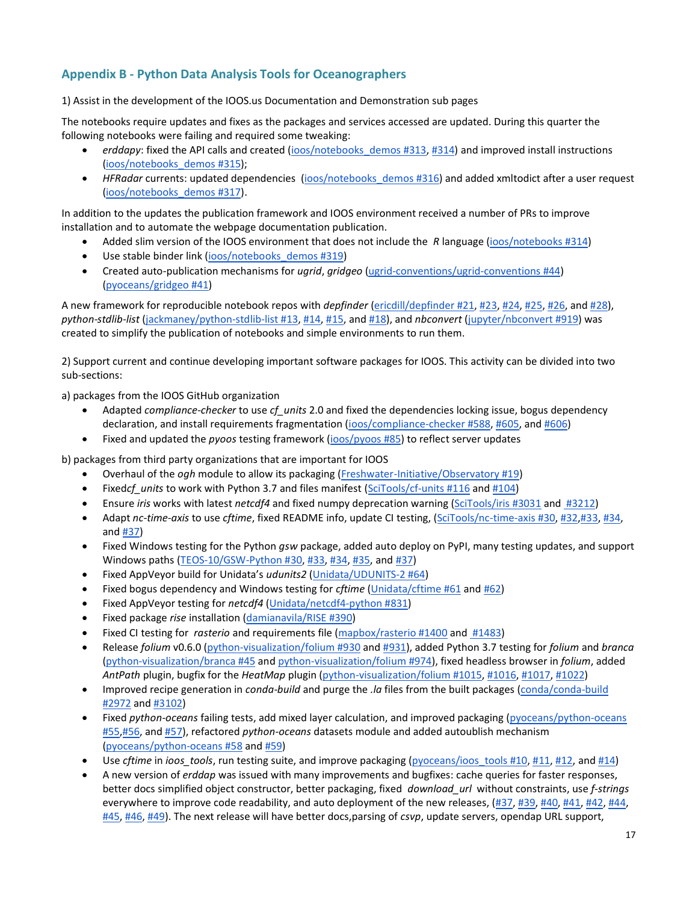## Appendix B - Python Data Analysis Tools for Oceanographers

1) Assist in the development of the IOOS.us Documentation and Demonstration sub pages

The notebooks require updates and fixes as the packages and services accessed are updated. During this quarter the following notebooks were failing and required some tweaking:

- *erddapy*: fixed the API calls and created (ioos/notebooks_demos #313, #314) and improved install instructions (ioos/notebooks_demos #315);
- *HFRadar* currents: updated dependencies (ioos/notebooks_demos #316) and added xmltodict after a user request (ioos/notebooks_demos #317).

In addition to the updates the publication framework and IOOS environment received a number of PRs to improve installation and to automate the webpage documentation publication.

- Added slim version of the IOOS environment that does not include the *R* language (ioos/notebooks #314)
- Use stable binder link (ioos/notebooks_demos #319)
- Created auto-publication mechanisms for *ugrid*, *gridgeo* (ugrid-conventions/ugrid-conventions #44) (pyoceans/gridgeo #41)

A new framework for reproducible notebook repos with *depfinder* (ericdill/depfinder #21, #23, #24, #25, #26, and #28), *python-stdlib-list* (jackmaney/python-stdlib-list #13, #14, #15, and #18), and *nbconvert* (jupyter/nbconvert #919) was created to simplify the publication of notebooks and simple environments to run them.

2) Support current and continue developing important software packages for IOOS. This activity can be divided into two sub-sections:

a) packages from the IOOS GitHub organization

- Adapted *compliance-checker* to use *cf_units* 2.0 and fixed the dependencies locking issue, bogus dependency declaration, and install requirements fragmentation (ioos/compliance-checker #588, #605, and #606)
- Fixed and updated the *pyoos* testing framework (ioos/pyoos #85) to reflect server updates

b) packages from third party organizations that are important for IOOS

- Overhaul of the *ogh* module to allow its packaging (Freshwater-Initiative/Observatory #19)
- Fixed*cf_units* to work with Python 3.7 and files manifest (SciTools/cf-units #116 and #104)
- Ensure *iris* works with latest *netcdf4* and fixed numpy deprecation warning (SciTools/iris #3031 and #3212)
- Adapt *nc-time-axis* to use *cftime*, fixed README info, update CI testing, (SciTools/nc-time-axis #30, #32,#33, #34, and #37)
- Fixed Windows testing for the Python *gsw* package, added auto deploy on PyPI, many testing updates, and support Windows paths (TEOS-10/GSW-Python #30, #33, #34, #35, and #37)
- Fixed AppVeyor build for Unidata's *udunits2* (Unidata/UDUNITS-2 #64)
- Fixed bogus dependency and Windows testing for *cftime* (Unidata/cftime #61 and #62)
- Fixed AppVeyor testing for *netcdf4* (Unidata/netcdf4-python #831)
- Fixed package *rise* installation (damianavila/RISE #390)
- Fixed CI testing for *rasterio* and requirements file (mapbox/rasterio #1400 and #1483)
- Release *folium* v0.6.0 (python-visualization/folium #930 and #931), added Python 3.7 testing for *folium* and *branca* (python-visualization/branca #45 and python-visualization/folium #974), fixed headless browser in *folium*, added *AntPath* plugin, bugfix for the *HeatMap* plugin (python-visualization/folium #1015, #1016, #1017, #1022)
- Improved recipe generation in *conda-build* and purge the *.la* files from the built packages (conda/conda-build #2972 and #3102)
- Fixed *python-oceans* failing tests, add mixed layer calculation, and improved packaging (pyoceans/python-oceans #55,#56, and #57), refactored *python-oceans* datasets module and added autoublish mechanism (pyoceans/python-oceans #58 and #59)
- Use *cftime* in *ioos_tools*, run testing suite, and improve packaging (pyoceans/ioos_tools #10, #11, #12, and #14)
- A new version of *erddap* was issued with many improvements and bugfixes: cache queries for faster responses, better docs simplified object constructor, better packaging, fixed *download_url* without constraints, use *f-strings* everywhere to improve code readability, and auto deployment of the new releases, (#37, #39, #40, #41, #42, #44, #45, #46, #49). The next release will have better docs,parsing of *csvp*, update servers, opendap URL support,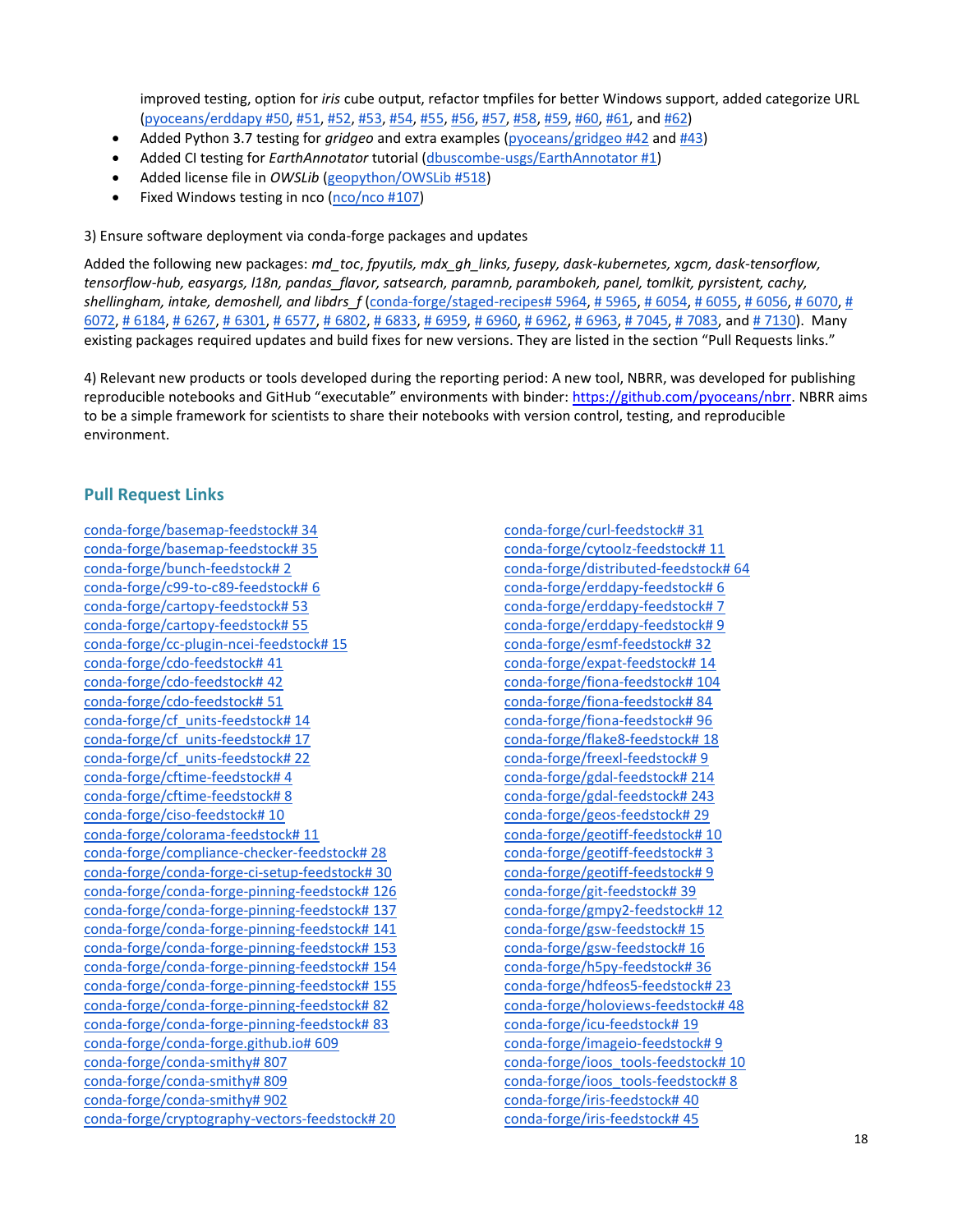improved testing, option for *iris* cube output, refactor tmpfiles for better Windows support, added categorize URL (pyoceans/erddapy #50, #51, #52, #53, #54, #55, #56, #57, #58, #59, #60, #61, and #62)

- Added Python 3.7 testing for *gridgeo* and extra examples (pyoceans/gridgeo #42 and #43)
- Added CI testing for *EarthAnnotator* tutorial (dbuscombe-usgs/EarthAnnotator #1)
- Added license file in *OWSLib* (geopython/OWSLib #518)
- Fixed Windows testing in nco (nco/nco #107)

3) Ensure software deployment via conda-forge packages and updates

Added the following new packages: *md_toc*, *fpyutils, mdx_gh_links, fusepy, dask-kubernetes, xgcm, dask-tensorflow, tensorflow-hub, easyargs, l18n, pandas_flavor, satsearch, paramnb, parambokeh, panel, tomlkit, pyrsistent, cachy, shellingham, intake, demoshell, and libdrs_f* (conda-forge/staged-recipes# 5964, # 5965, # 6054, # 6055, # 6056, # 6070, # 6072, # 6184, # 6267, # 6301, # 6577, # 6802, # 6833, # 6959, # 6960, # 6962, # 6963, # 7045, # 7083, and # 7130). Many existing packages required updates and build fixes for new versions. They are listed in the section "Pull Requests links."

4) Relevant new products or tools developed during the reporting period: A new tool, NBRR, was developed for publishing reproducible notebooks and GitHub "executable" environments with binder: https://github.com/pyoceans/nbrr. NBRR aims to be a simple framework for scientists to share their notebooks with version control, testing, and reproducible environment.

## Pull Request Links

conda-forge/basemap-feedstock# 34
conda-forge/basemap-feedstock# 35
conda-forge/bunch-feedstock# 2
conda-forge/c99-to-c89-feedstock# 6
conda-forge/cartopy-feedstock# 53
conda-forge/cartopy-feedstock# 55
conda-forge/cc-plugin-ncei-feedstock# 15
conda-forge/cdo-feedstock# 41
conda-forge/cdo-feedstock# 42
conda-forge/cdo-feedstock# 51
conda-forge/cf_units-feedstock# 14
conda-forge/cf_units-feedstock# 17
conda-forge/cf_units-feedstock# 22
conda-forge/cftime-feedstock# 4
conda-forge/cftime-feedstock# 8
conda-forge/ciso-feedstock# 10
conda-forge/colorama-feedstock# 11
conda-forge/compliance-checker-feedstock# 28
conda-forge/conda-forge-ci-setup-feedstock# 30
conda-forge/conda-forge-pinning-feedstock# 126
conda-forge/conda-forge-pinning-feedstock# 137
conda-forge/conda-forge-pinning-feedstock# 141
conda-forge/conda-forge-pinning-feedstock# 153
conda-forge/conda-forge-pinning-feedstock# 154
conda-forge/conda-forge-pinning-feedstock# 155
conda-forge/conda-forge-pinning-feedstock# 82
conda-forge/conda-forge-pinning-feedstock# 83
conda-forge/conda-forge.github.io# 609
conda-forge/conda-smithy# 807
conda-forge/conda-smithy# 809
conda-forge/conda-smithy# 902
conda-forge/cryptography-vectors-feedstock# 20
conda-forge/curl-feedstock# 31
conda-forge/cytoolz-feedstock# 11
conda-forge/distributed-feedstock# 64
conda-forge/erddapy-feedstock# 6
conda-forge/erddapy-feedstock# 7
conda-forge/erddapy-feedstock# 9
conda-forge/esmf-feedstock# 32
conda-forge/expat-feedstock# 14
conda-forge/fiona-feedstock# 104
conda-forge/fiona-feedstock# 84
conda-forge/fiona-feedstock# 96
conda-forge/flake8-feedstock# 18
conda-forge/freexl-feedstock# 9
conda-forge/gdal-feedstock# 214
conda-forge/gdal-feedstock# 243
conda-forge/geos-feedstock# 29
conda-forge/geotiff-feedstock# 10
conda-forge/geotiff-feedstock# 3
conda-forge/geotiff-feedstock# 9
conda-forge/git-feedstock# 39
conda-forge/gmpy2-feedstock# 12
conda-forge/gsw-feedstock# 15
conda-forge/gsw-feedstock# 16
conda-forge/h5py-feedstock# 36
conda-forge/hdfeos5-feedstock# 23
conda-forge/holoviews-feedstock# 48
conda-forge/icu-feedstock# 19
conda-forge/imageio-feedstock# 9
conda-forge/ioos_tools-feedstock# 10
conda-forge/ioos_tools-feedstock# 8
conda-forge/iris-feedstock# 40
conda-forge/iris-feedstock# 45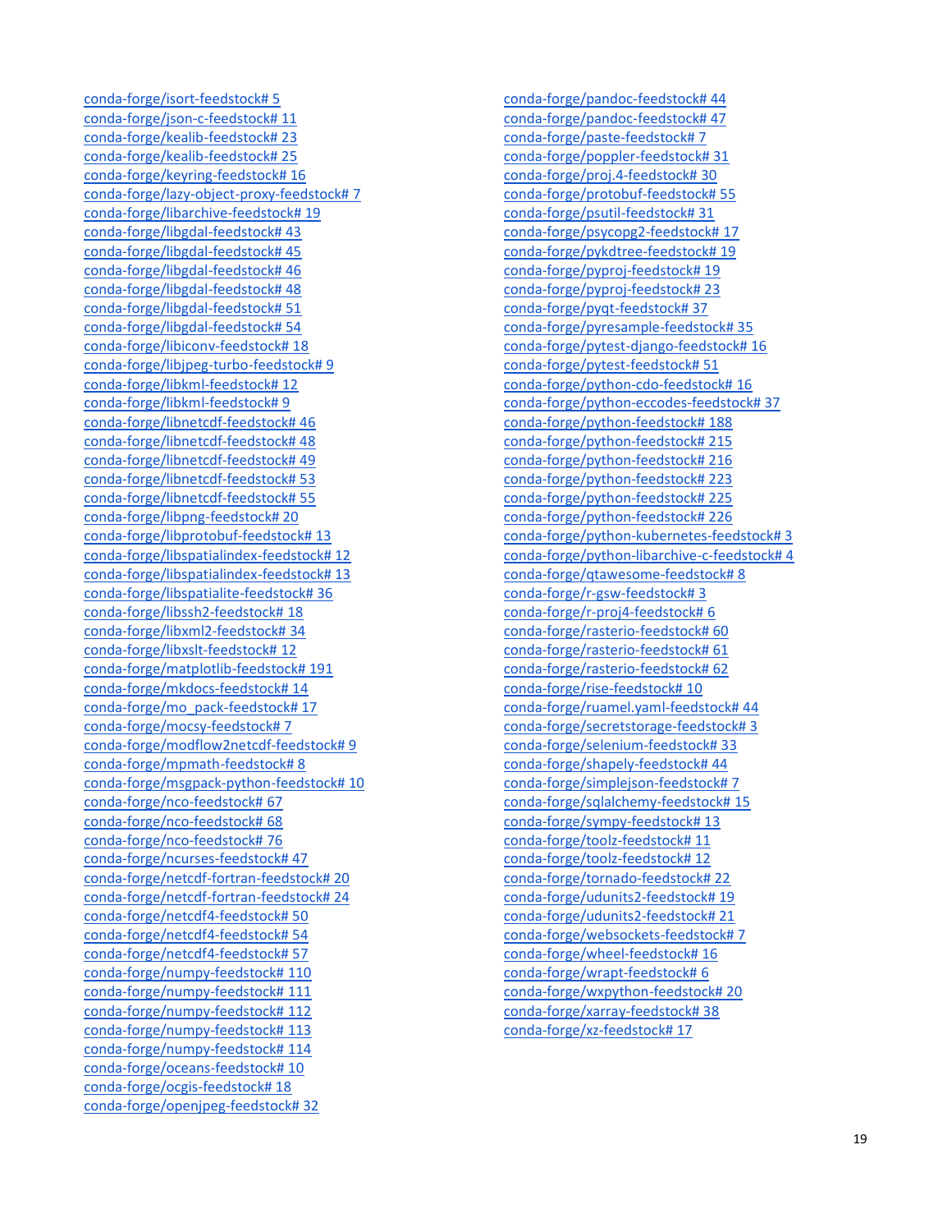conda-forge/isort-feedstock# 5
conda-forge/json-c-feedstock# 11
conda-forge/kealib-feedstock# 23
conda-forge/kealib-feedstock# 25
conda-forge/keyring-feedstock# 16
conda-forge/lazy-object-proxy-feedstock# 7
conda-forge/libarchive-feedstock# 19
conda-forge/libgdal-feedstock# 43
conda-forge/libgdal-feedstock# 45
conda-forge/libgdal-feedstock# 46
conda-forge/libgdal-feedstock# 48
conda-forge/libgdal-feedstock# 51
conda-forge/libgdal-feedstock# 54
conda-forge/libiconv-feedstock# 18
conda-forge/libjpeg-turbo-feedstock# 9
conda-forge/libkml-feedstock# 12
conda-forge/libkml-feedstock# 9
conda-forge/libnetcdf-feedstock# 46
conda-forge/libnetcdf-feedstock# 48
conda-forge/libnetcdf-feedstock# 49
conda-forge/libnetcdf-feedstock# 53
conda-forge/libnetcdf-feedstock# 55
conda-forge/libpng-feedstock# 20
conda-forge/libprotobuf-feedstock# 13
conda-forge/libspatialindex-feedstock# 12
conda-forge/libspatialindex-feedstock# 13
conda-forge/libspatialite-feedstock# 36
conda-forge/libssh2-feedstock# 18
conda-forge/libxml2-feedstock# 34
conda-forge/libxslt-feedstock# 12
conda-forge/matplotlib-feedstock# 191
conda-forge/mkdocs-feedstock# 14
conda-forge/mo_pack-feedstock# 17
conda-forge/mocsy-feedstock# 7
conda-forge/modflow2netcdf-feedstock# 9
conda-forge/mpmath-feedstock# 8
conda-forge/msgpack-python-feedstock# 10
conda-forge/nco-feedstock# 67
conda-forge/nco-feedstock# 68
conda-forge/nco-feedstock# 76
conda-forge/ncurses-feedstock# 47
conda-forge/netcdf-fortran-feedstock# 20
conda-forge/netcdf-fortran-feedstock# 24
conda-forge/netcdf4-feedstock# 50
conda-forge/netcdf4-feedstock# 54
conda-forge/netcdf4-feedstock# 57
conda-forge/numpy-feedstock# 110
conda-forge/numpy-feedstock# 111
conda-forge/numpy-feedstock# 112
conda-forge/numpy-feedstock# 113
conda-forge/numpy-feedstock# 114
conda-forge/oceans-feedstock# 10
conda-forge/ocgis-feedstock# 18
conda-forge/openjpeg-feedstock# 32
conda-forge/pandoc-feedstock# 44
conda-forge/pandoc-feedstock# 47
conda-forge/paste-feedstock# 7
conda-forge/poppler-feedstock# 31
conda-forge/proj.4-feedstock# 30
conda-forge/protobuf-feedstock# 55
conda-forge/psutil-feedstock# 31
conda-forge/psycopg2-feedstock# 17
conda-forge/pykdtree-feedstock# 19
conda-forge/pyproj-feedstock# 19
conda-forge/pyproj-feedstock# 23
conda-forge/pyqt-feedstock# 37
conda-forge/pyresample-feedstock# 35
conda-forge/pytest-django-feedstock# 16
conda-forge/pytest-feedstock# 51
conda-forge/python-cdo-feedstock# 16
conda-forge/python-eccodes-feedstock# 37
conda-forge/python-feedstock# 188
conda-forge/python-feedstock# 215
conda-forge/python-feedstock# 216
conda-forge/python-feedstock# 223
conda-forge/python-feedstock# 225
conda-forge/python-feedstock# 226
conda-forge/python-kubernetes-feedstock# 3
conda-forge/python-libarchive-c-feedstock# 4
conda-forge/qtawesome-feedstock# 8
conda-forge/r-gsw-feedstock# 3
conda-forge/r-proj4-feedstock# 6
conda-forge/rasterio-feedstock# 60
conda-forge/rasterio-feedstock# 61
conda-forge/rasterio-feedstock# 62
conda-forge/rise-feedstock# 10
conda-forge/ruamel.yaml-feedstock# 44
conda-forge/secretstorage-feedstock# 3
conda-forge/selenium-feedstock# 33
conda-forge/shapely-feedstock# 44
conda-forge/simplejson-feedstock# 7
conda-forge/sqlalchemy-feedstock# 15
conda-forge/sympy-feedstock# 13
conda-forge/toolz-feedstock# 11
conda-forge/toolz-feedstock# 12
conda-forge/tornado-feedstock# 22
conda-forge/udunits2-feedstock# 19
conda-forge/udunits2-feedstock# 21
conda-forge/websockets-feedstock# 7
conda-forge/wheel-feedstock# 16
conda-forge/wrapt-feedstock# 6
conda-forge/wxpython-feedstock# 20
conda-forge/xarray-feedstock# 38
conda-forge/xz-feedstock# 17